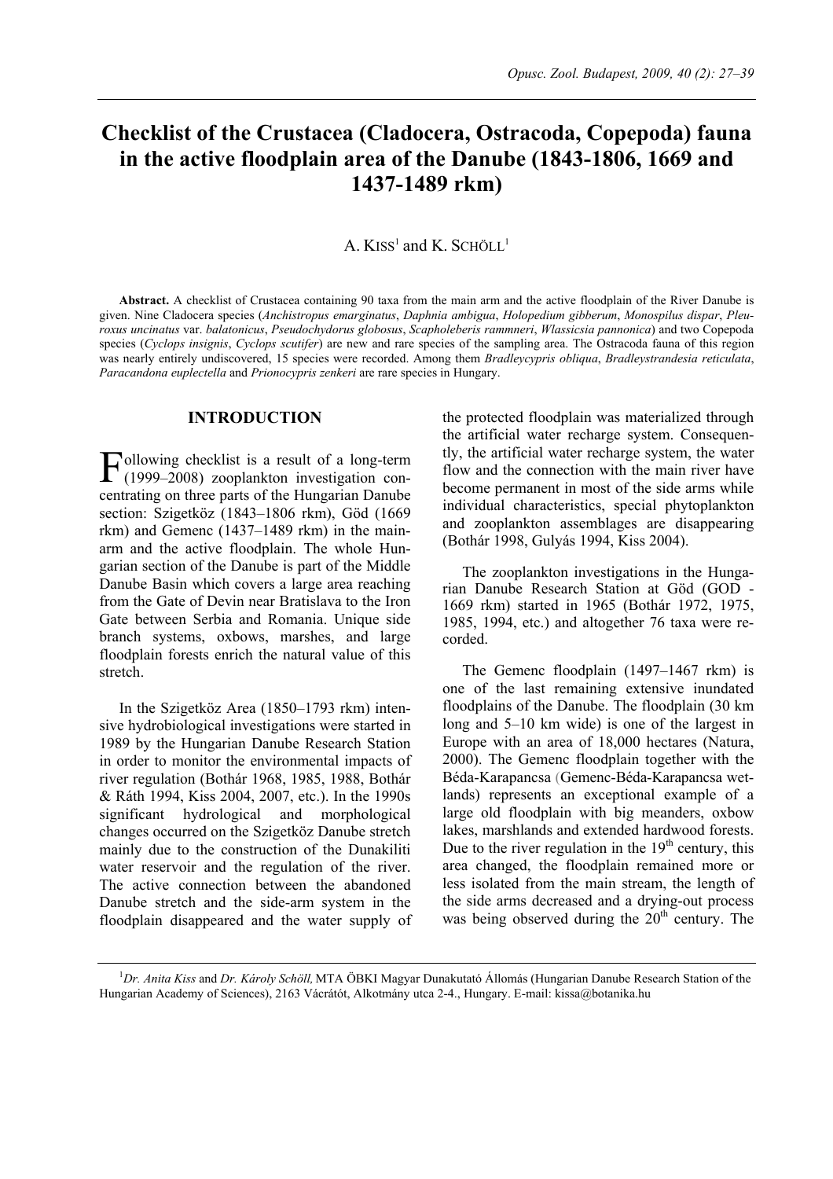# Checklist of the Crustacea (Cladocera, Ostracoda, Copepoda) fauna in the active floodplain area of the Danube (1843-1806, 1669 and 1437-1489 rkm)

A. KISS[1] and K. SCHÖLL[1]

**Abstract.** A checklist of Crustacea containing 90 taxa from the main arm and the active floodplain of the River Danube is given. Nine Cladocera species (*Anchistropus emarginatus*, *Daphnia ambigua*, *Holopedium gibberum*, *Monospilus dispar*, *Pleuroxus uncinatus* var. *balatonicus*, *Pseudochydorus globosus*, *Scapholeberis rammneri*, *Wlassicsia pannonica*) and two Copepoda species (*Cyclops insignis*, *Cyclops scutifer*) are new and rare species of the sampling area. The Ostracoda fauna of this region was nearly entirely undiscovered, 15 species were recorded. Among them *Bradleycypris obliqua*, *Bradleystrandesia reticulata*, *Paracandona euplectella* and *Prionocypris zenkeri* are rare species in Hungary.

## INTRODUCTION

Following checklist is a result of a long-term (1999–2008) zooplankton investigation concentrating on three parts of the Hungarian Danube section: Szigetköz (1843–1806 rkm), Göd (1669 rkm) and Gemenc (1437–1489 rkm) in the main-arm and the active floodplain. The whole Hungarian section of the Danube is part of the Middle Danube Basin which covers a large area reaching from the Gate of Devin near Bratislava to the Iron Gate between Serbia and Romania. Unique side branch systems, oxbows, marshes, and large floodplain forests enrich the natural value of this stretch.

In the Szigetköz Area (1850–1793 rkm) intensive hydrobiological investigations were started in 1989 by the Hungarian Danube Research Station in order to monitor the environmental impacts of river regulation (Bothár 1968, 1985, 1988, Bothár & Ráth 1994, Kiss 2004, 2007, etc.). In the 1990s significant hydrological and morphological changes occurred on the Szigetköz Danube stretch mainly due to the construction of the Dunakiliti water reservoir and the regulation of the river. The active connection between the abandoned Danube stretch and the side-arm system in the floodplain disappeared and the water supply of the protected floodplain was materialized through the artificial water recharge system. Consequently, the artificial water recharge system, the water flow and the connection with the main river have become permanent in most of the side arms while individual characteristics, special phytoplankton and zooplankton assemblages are disappearing (Bothár 1998, Gulyás 1994, Kiss 2004).

The zooplankton investigations in the Hungarian Danube Research Station at Göd (GOD - 1669 rkm) started in 1965 (Bothár 1972, 1975, 1985, 1994, etc.) and altogether 76 taxa were recorded.

The Gemenc floodplain (1497–1467 rkm) is one of the last remaining extensive inundated floodplains of the Danube. The floodplain (30 km long and 5–10 km wide) is one of the largest in Europe with an area of 18,000 hectares (Natura, 2000). The Gemenc floodplain together with the Béda-Karapancsa (Gemenc-Béda-Karapancsa wetlands) represents an exceptional example of a large old floodplain with big meanders, oxbow lakes, marshlands and extended hardwood forests. Due to the river regulation in the 19$^{th}$ century, this area changed, the floodplain remained more or less isolated from the main stream, the length of the side arms decreased and a drying-out process was being observed during the 20$^{th}$ century. The

---

[1]*Dr. Anita Kiss* and *Dr. Károly Schöll,* MTA ÖBKI Magyar Dunakutató Állomás (Hungarian Danube Research Station of the Hungarian Academy of Sciences), 2163 Vácrátót, Alkotmány utca 2-4., Hungary. E-mail: kissa@botanika.hu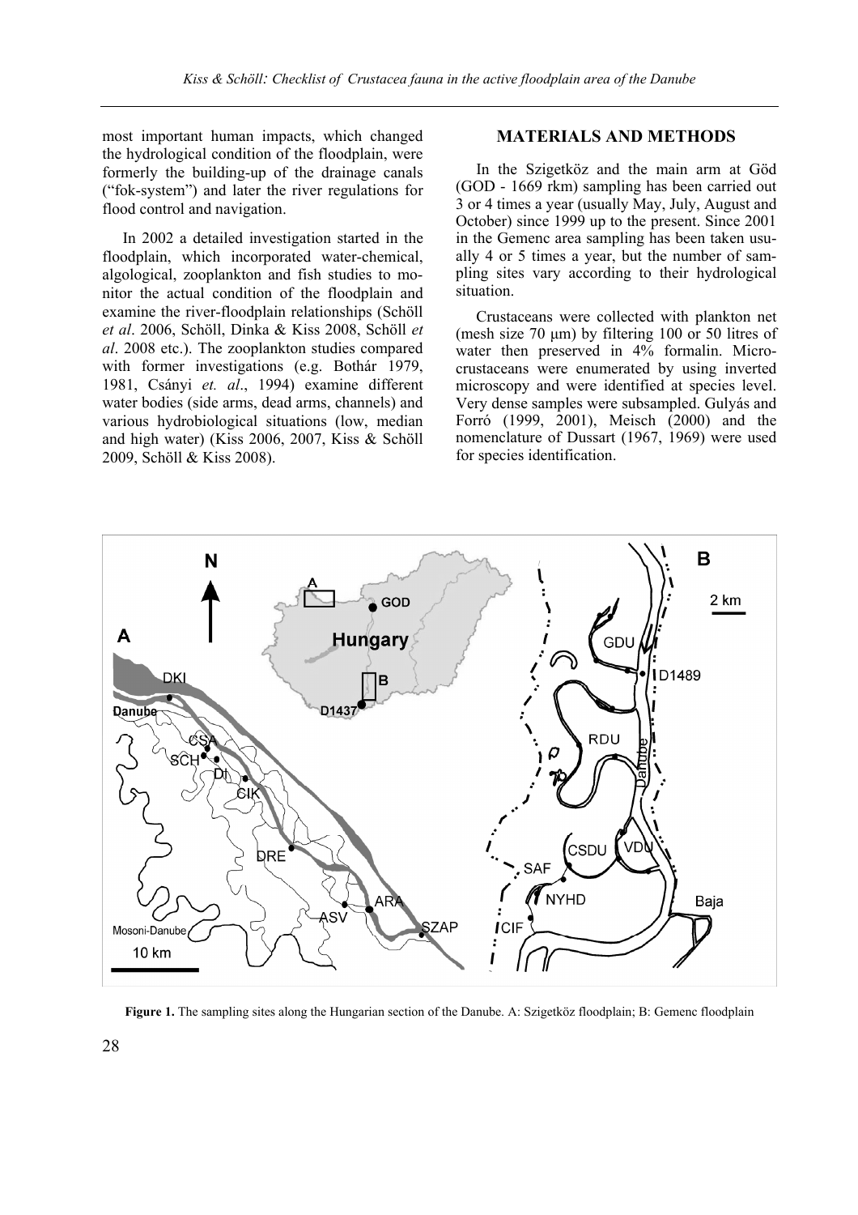most important human impacts, which changed the hydrological condition of the floodplain, were formerly the building-up of the drainage canals ("fok-system") and later the river regulations for flood control and navigation.

In 2002 a detailed investigation started in the floodplain, which incorporated water-chemical, algological, zooplankton and fish studies to monitor the actual condition of the floodplain and examine the river-floodplain relationships (Schöll *et al*. 2006, Schöll, Dinka & Kiss 2008, Schöll *et al*. 2008 etc.). The zooplankton studies compared with former investigations (e.g. Bothár 1979, 1981, Csányi *et. al*., 1994) examine different water bodies (side arms, dead arms, channels) and various hydrobiological situations (low, median and high water) (Kiss 2006, 2007, Kiss & Schöll 2009, Schöll & Kiss 2008).

## MATERIALS AND METHODS

In the Szigetköz and the main arm at Göd (GOD - 1669 rkm) sampling has been carried out 3 or 4 times a year (usually May, July, August and October) since 1999 up to the present. Since 2001 in the Gemenc area sampling has been taken usually 4 or 5 times a year, but the number of sampling sites vary according to their hydrological situation.

Crustaceans were collected with plankton net (mesh size 70 μm) by filtering 100 or 50 litres of water then preserved in 4% formalin. Microcrustaceans were enumerated by using inverted microscopy and were identified at species level. Very dense samples were subsampled. Gulyás and Forró (1999, 2001), Meisch (2000) and the nomenclature of Dussart (1967, 1969) were used for species identification.

**Figure 1.** The sampling sites along the Hungarian section of the Danube. A: Szigetköz floodplain; B: Gemenc floodplain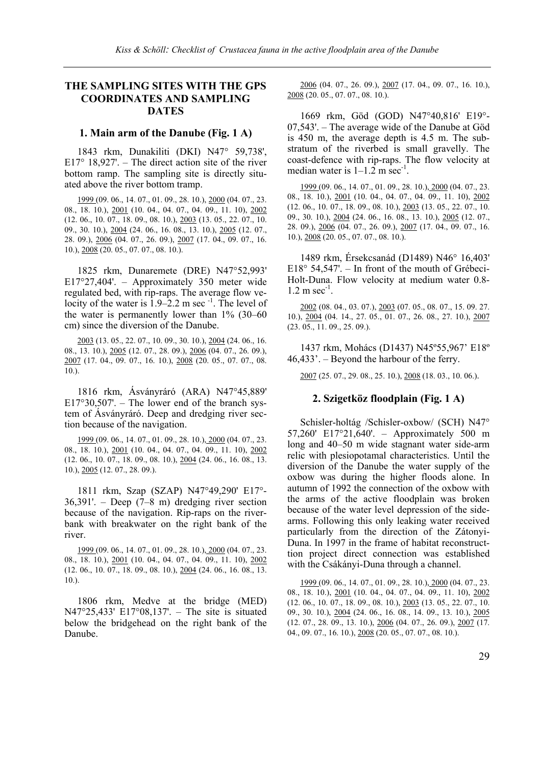## THE SAMPLING SITES WITH THE GPS COORDINATES AND SAMPLING DATES

### 1. Main arm of the Danube (Fig. 1 A)

1843 rkm, Dunakiliti (DKI) N47° 59,738', E17° 18,927'. – The direct action site of the river bottom ramp. The sampling site is directly situated above the river bottom tramp.

1999 (09. 06., 14. 07., 01. 09., 28. 10.), 2000 (04. 07., 23. 08., 18. 10.), 2001 (10. 04., 04. 07., 04. 09., 11. 10), 2002 (12. 06., 10. 07., 18. 09., 08. 10.), 2003 (13. 05., 22. 07., 10. 09., 30. 10.), 2004 (24. 06., 16. 08., 13. 10.), 2005 (12. 07., 28. 09.), 2006 (04. 07., 26. 09.), 2007 (17. 04., 09. 07., 16. 10.), 2008 (20. 05., 07. 07., 08. 10.).

1825 rkm, Dunaremete (DRE) N47°52,993' E17°27,404'. – Approximately 350 meter wide regulated bed, with rip-raps. The average flow velocity of the water is 1.9–2.2 m sec $^{-1}$. The level of the water is permanently lower than 1% (30–60 cm) since the diversion of the Danube.

2003 (13. 05., 22. 07., 10. 09., 30. 10.), 2004 (24. 06., 16. 08., 13. 10.), 2005 (12. 07., 28. 09.), 2006 (04. 07., 26. 09.), 2007 (17. 04., 09. 07., 16. 10.), 2008 (20. 05., 07. 07., 08. 10.).

1816 rkm, Ásványráró (ARA) N47°45,889' E17°30,507'. – The lower end of the branch system of Ásványráró. Deep and dredging river section because of the navigation.

1999 (09. 06., 14. 07., 01. 09., 28. 10.), 2000 (04. 07., 23. 08., 18. 10.), 2001 (10. 04., 04. 07., 04. 09., 11. 10), 2002 (12. 06., 10. 07., 18. 09., 08. 10.), 2004 (24. 06., 16. 08., 13. 10.), 2005 (12. 07., 28. 09.).

1811 rkm, Szap (SZAP) N47°49,290' E17°-36,391'. – Deep (7–8 m) dredging river section because of the navigation. Rip-raps on the riverbank with breakwater on the right bank of the river.

1999 (09. 06., 14. 07., 01. 09., 28. 10.), 2000 (04. 07., 23. 08., 18. 10.), 2001 (10. 04., 04. 07., 04. 09., 11. 10), 2002 (12. 06., 10. 07., 18. 09., 08. 10.), 2004 (24. 06., 16. 08., 13. 10.).

1806 rkm, Medve at the bridge (MED) N47°25,433' E17°08,137'. – The site is situated below the bridgehead on the right bank of the Danube.

2006 (04. 07., 26. 09.), 2007 (17. 04., 09. 07., 16. 10.), 2008 (20. 05., 07. 07., 08. 10.).

1669 rkm, Göd (GOD) N47°40,816' E19°-07,543'. – The average wide of the Danube at Göd is 450 m, the average depth is 4.5 m. The substratum of the riverbed is small gravelly. The coast-defence with rip-raps. The flow velocity at median water is 1–1.2 m sec $^{-1}$.

1999 (09. 06., 14. 07., 01. 09., 28. 10.), 2000 (04. 07., 23. 08., 18. 10.), 2001 (10. 04., 04. 07., 04. 09., 11. 10), 2002 (12. 06., 10. 07., 18. 09., 08. 10.), 2003 (13. 05., 22. 07., 10. 09., 30. 10.), 2004 (24. 06., 16. 08., 13. 10.), 2005 (12. 07., 28. 09.), 2006 (04. 07., 26. 09.), 2007 (17. 04., 09. 07., 16. 10.), 2008 (20. 05., 07. 07., 08. 10.).

1489 rkm, Érsekcsanád (D1489) N46° 16,403' E18° 54,547'. – In front of the mouth of Grébeci-Holt-Duna. Flow velocity at medium water 0.8-1.2 m sec $^{-1}$.

2002 (08. 04., 03. 07.), 2003 (07. 05., 08. 07., 15. 09. 27. 10.), 2004 (04. 14., 27. 05., 01. 07., 26. 08., 27. 10.), 2007 (23. 05., 11. 09., 25. 09.).

1437 rkm, Mohács (D1437) N45º55,967' E18º 46,433'. – Beyond the harbour of the ferry.

2007 (25. 07., 29. 08., 25. 10.), 2008 (18. 03., 10. 06.).

### 2. Szigetköz floodplain (Fig. 1 A)

Schisler-holtág /Schisler-oxbow/ (SCH) N47° 57,260' E17°21,640'. – Approximately 500 m long and 40–50 m wide stagnant water side-arm relic with plesiopotamal characteristics. Until the diversion of the Danube the water supply of the oxbow was during the higher floods alone. In autumn of 1992 the connection of the oxbow with the arms of the active floodplain was broken because of the water level depression of the side-arms. Following this only leaking water received particularly from the direction of the Zátonyi-Duna. In 1997 in the frame of habitat reconstruction project direct connection was established with the Csákányi-Duna through a channel.

1999 (09. 06., 14. 07., 01. 09., 28. 10.), 2000 (04. 07., 23. 08., 18. 10.), 2001 (10. 04., 04. 07., 04. 09., 11. 10), 2002 (12. 06., 10. 07., 18. 09., 08. 10.), 2003 (13. 05., 22. 07., 10. 09., 30. 10.), 2004 (24. 06., 16. 08., 14. 09., 13. 10.), 2005 (12. 07., 28. 09., 13. 10.), 2006 (04. 07., 26. 09.), 2007 (17. 04., 09. 07., 16. 10.), 2008 (20. 05., 07. 07., 08. 10.).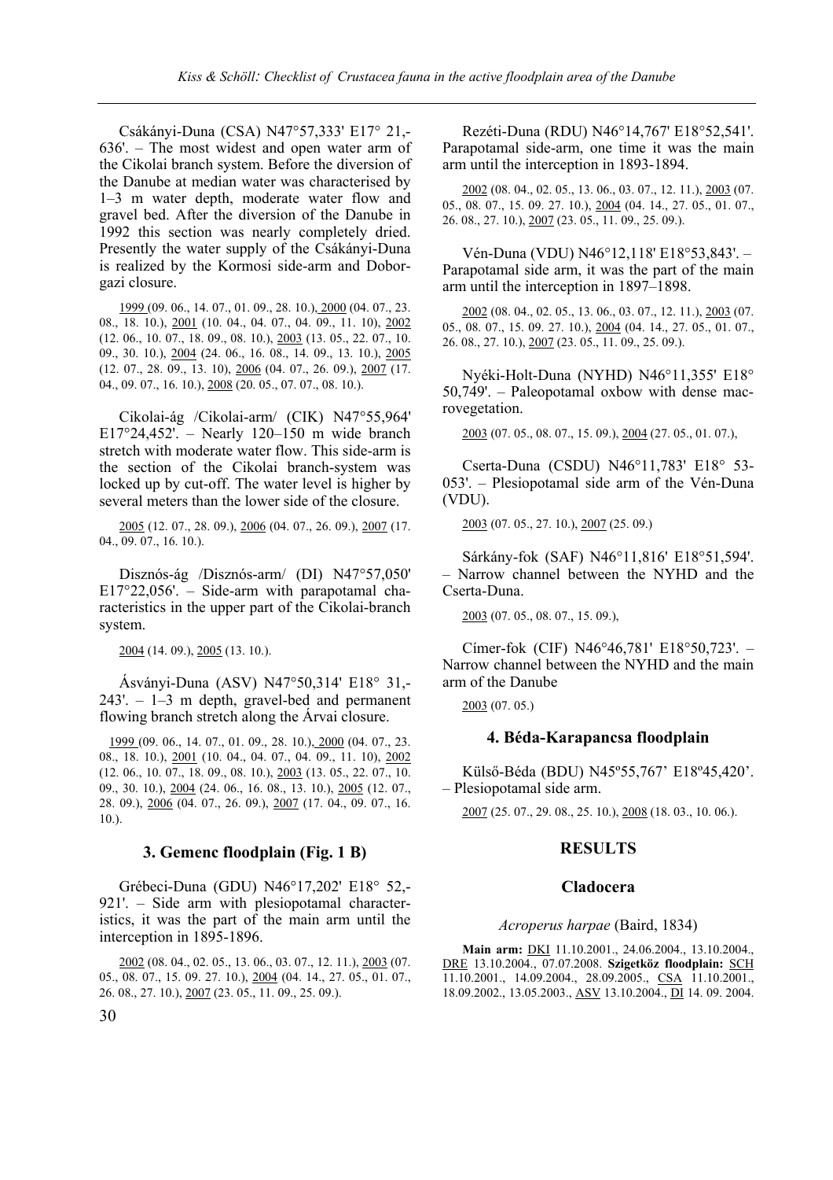Csákányi-Duna (CSA) N47°57,333' E17° 21,-636'. – The most widest and open water arm of the Cikolai branch system. Before the diversion of the Danube at median water was characterised by 1–3 m water depth, moderate water flow and gravel bed. After the diversion of the Danube in 1992 this section was nearly completely dried. Presently the water supply of the Csákányi-Duna is realized by the Kormosi side-arm and Doborgazi closure.

1999 (09. 06., 14. 07., 01. 09., 28. 10.), 2000 (04. 07., 23. 08., 18. 10.), 2001 (10. 04., 04. 07., 04. 09., 11. 10), 2002 (12. 06., 10. 07., 18. 09., 08. 10.), 2003 (13. 05., 22. 07., 10. 09., 30. 10.), 2004 (24. 06., 16. 08., 14. 09., 13. 10.), 2005 (12. 07., 28. 09., 13. 10), 2006 (04. 07., 26. 09.), 2007 (17. 04., 09. 07., 16. 10.), 2008 (20. 05., 07. 07., 08. 10.).

Cikolai-ág /Cikolai-arm/ (CIK) N47°55,964' E17°24,452'. – Nearly 120–150 m wide branch stretch with moderate water flow. This side-arm is the section of the Cikolai branch-system was locked up by cut-off. The water level is higher by several meters than the lower side of the closure.

2005 (12. 07., 28. 09.), 2006 (04. 07., 26. 09.), 2007 (17. 04., 09. 07., 16. 10.).

Disznós-ág /Disznós-arm/ (DI) N47°57,050' E17°22,056'. – Side-arm with parapotamal characteristics in the upper part of the Cikolai-branch system.

2004 (14. 09.), 2005 (13. 10.).

Ásványi-Duna (ASV) N47°50,314' E18° 31,-243'. – 1–3 m depth, gravel-bed and permanent flowing branch stretch along the Árvai closure.

1999 (09. 06., 14. 07., 01. 09., 28. 10.), 2000 (04. 07., 23. 08., 18. 10.), 2001 (10. 04., 04. 07., 04. 09., 11. 10), 2002 (12. 06., 10. 07., 18. 09., 08. 10.), 2003 (13. 05., 22. 07., 10. 09., 30. 10.), 2004 (24. 06., 16. 08., 13. 10.), 2005 (12. 07., 28. 09.), 2006 (04. 07., 26. 09.), 2007 (17. 04., 09. 07., 16. 10.).

### 3. Gemenc floodplain (Fig. 1 B)

Grébeci-Duna (GDU) N46°17,202' E18° 52,-921'. – Side arm with plesiopotamal characteristics, it was the part of the main arm until the interception in 1895-1896.

2002 (08. 04., 02. 05., 13. 06., 03. 07., 12. 11.), 2003 (07. 05., 08. 07., 15. 09. 27. 10.), 2004 (04. 14., 27. 05., 01. 07., 26. 08., 27. 10.), 2007 (23. 05., 11. 09., 25. 09.).

Rezéti-Duna (RDU) N46°14,767' E18°52,541'. Parapotamal side-arm, one time it was the main arm until the interception in 1893-1894.

2002 (08. 04., 02. 05., 13. 06., 03. 07., 12. 11.), 2003 (07. 05., 08. 07., 15. 09. 27. 10.), 2004 (04. 14., 27. 05., 01. 07., 26. 08., 27. 10.), 2007 (23. 05., 11. 09., 25. 09.).

Vén-Duna (VDU) N46°12,118' E18°53,843'. – Parapotamal side arm, it was the part of the main arm until the interception in 1897–1898.

2002 (08. 04., 02. 05., 13. 06., 03. 07., 12. 11.), 2003 (07. 05., 08. 07., 15. 09. 27. 10.), 2004 (04. 14., 27. 05., 01. 07., 26. 08., 27. 10.), 2007 (23. 05., 11. 09., 25. 09.).

Nyéki-Holt-Duna (NYHD) N46°11,355' E18° 50,749'. – Paleopotamal oxbow with dense macrovegetation.

2003 (07. 05., 08. 07., 15. 09.), 2004 (27. 05., 01. 07.),

Cserta-Duna (CSDU) N46°11,783' E18° 53-053'. – Plesiopotamal side arm of the Vén-Duna (VDU).

2003 (07. 05., 27. 10.), 2007 (25. 09.)

Sárkány-fok (SAF) N46°11,816' E18°51,594'. – Narrow channel between the NYHD and the Cserta-Duna.

2003 (07. 05., 08. 07., 15. 09.),

Címer-fok (CIF) N46°46,781' E18°50,723'. – Narrow channel between the NYHD and the main arm of the Danube

2003 (07. 05.)

### 4. Béda-Karapancsa floodplain

Külső-Béda (BDU) N45º55,767' E18º45,420'. – Plesiopotamal side arm.

2007 (25. 07., 29. 08., 25. 10.), 2008 (18. 03., 10. 06.).

## RESULTS

### Cladocera

*Acroperus harpae* (Baird, 1834)

**Main arm:** DKI 11.10.2001., 24.06.2004., 13.10.2004., DRE 13.10.2004., 07.07.2008. **Szigetköz floodplain:** SCH 11.10.2001., 14.09.2004., 28.09.2005., CSA 11.10.2001., 18.09.2002., 13.05.2003., ASV 13.10.2004., DI 14. 09. 2004.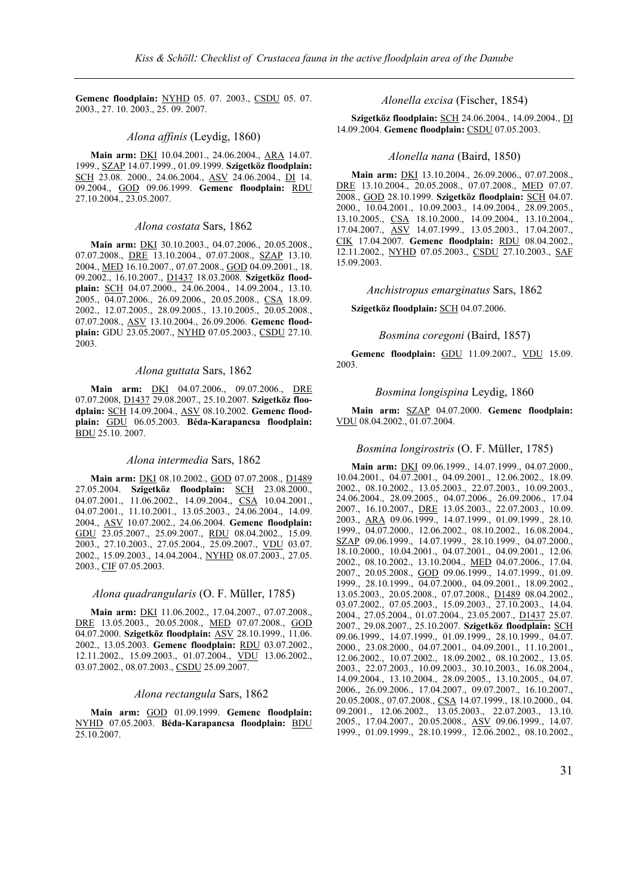**Gemenc floodplain:** NYHD 05. 07. 2003., CSDU 05. 07. 2003., 27. 10. 2003., 25. 09. 2007.

### *Alona affinis* (Leydig, 1860)

**Main arm:** DKI 10.04.2001., 24.06.2004., ARA 14.07. 1999., SZAP 14.07.1999., 01.09.1999. **Szigetköz floodplain:** SCH 23.08. 2000., 24.06.2004., ASV 24.06.2004., DI 14. 09.2004., GOD 09.06.1999. **Gemenc floodplain:** RDU 27.10.2004., 23.05.2007.

### *Alona costata* Sars, 1862

**Main arm:** DKI 30.10.2003., 04.07.2006., 20.05.2008., 07.07.2008., DRE 13.10.2004., 07.07.2008., SZAP 13.10. 2004., MED 16.10.2007., 07.07.2008., GOD 04.09.2001., 18. 09.2002., 16.10.2007., D1437 18.03.2008. **Szigetköz floodplain:** SCH 04.07.2000., 24.06.2004., 14.09.2004., 13.10. 2005., 04.07.2006., 26.09.2006., 20.05.2008., CSA 18.09. 2002., 12.07.2005., 28.09.2005., 13.10.2005., 20.05.2008., 07.07.2008., ASV 13.10.2004., 26.09.2006. **Gemenc floodplain:** GDU 23.05.2007., NYHD 07.05.2003., CSDU 27.10. 2003.

### *Alona guttata* Sars, 1862

**Main arm:** DKI 04.07.2006., 09.07.2006., DRE 07.07.2008, D1437 29.08.2007., 25.10.2007. **Szigetköz floodplain:** SCH 14.09.2004., ASV 08.10.2002. **Gemenc floodplain:** GDU 06.05.2003. **Béda-Karapancsa floodplain:** BDU 25.10. 2007.

### *Alona intermedia* Sars, 1862

**Main arm:** DKI 08.10.2002., GOD 07.07.2008., D1489 27.05.2004. **Szigetköz floodplain:** SCH 23.08.2000., 04.07.2001., 11.06.2002., 14.09.2004., CSA 10.04.2001., 04.07.2001., 11.10.2001., 13.05.2003., 24.06.2004., 14.09. 2004., ASV 10.07.2002., 24.06.2004. **Gemenc floodplain:** GDU 23.05.2007., 25.09.2007., RDU 08.04.2002., 15.09. 2003., 27.10.2003., 27.05.2004., 25.09.2007., VDU 03.07. 2002., 15.09.2003., 14.04.2004., NYHD 08.07.2003., 27.05. 2003., CIF 07.05.2003.

### *Alona quadrangularis* (O. F. Müller, 1785)

**Main arm:** DKI 11.06.2002., 17.04.2007., 07.07.2008., DRE 13.05.2003., 20.05.2008., MED 07.07.2008., GOD 04.07.2000. **Szigetköz floodplain:** ASV 28.10.1999., 11.06. 2002., 13.05.2003. **Gemenc floodplain:** RDU 03.07.2002., 12.11.2002., 15.09.2003., 01.07.2004., VDU 13.06.2002., 03.07.2002., 08.07.2003., CSDU 25.09.2007.

### *Alona rectangula* Sars, 1862

**Main arm:** GOD 01.09.1999. **Gemenc floodplain:** NYHD 07.05.2003. **Béda-Karapancsa floodplain:** BDU 25.10.2007.

### *Alonella excisa* (Fischer, 1854)

**Szigetköz floodplain:** SCH 24.06.2004., 14.09.2004., DI 14.09.2004. **Gemenc floodplain:** CSDU 07.05.2003.

### *Alonella nana* (Baird, 1850)

**Main arm:** DKI 13.10.2004., 26.09.2006., 07.07.2008., DRE 13.10.2004., 20.05.2008., 07.07.2008., MED 07.07. 2008., GOD 28.10.1999. **Szigetköz floodplain:** SCH 04.07. 2000., 10.04.2001., 10.09.2003., 14.09.2004., 28.09.2005., 13.10.2005., CSA 18.10.2000., 14.09.2004., 13.10.2004., 17.04.2007., ASV 14.07.1999., 13.05.2003., 17.04.2007., CIK 17.04.2007. **Gemenc floodplain:** RDU 08.04.2002., 12.11.2002., NYHD 07.05.2003., CSDU 27.10.2003., SAF 15.09.2003.

### *Anchistropus emarginatus* Sars, 1862

**Szigetköz floodplain:** SCH 04.07.2006.

### *Bosmina coregoni* (Baird, 1857)

**Gemenc floodplain:** GDU 11.09.2007., VDU 15.09. 2003.

### *Bosmina longispina* Leydig, 1860

**Main arm:** SZAP 04.07.2000. **Gemenc floodplain:** VDU 08.04.2002., 01.07.2004.

### *Bosmina longirostris* (O. F. Müller, 1785)

**Main arm:** DKI 09.06.1999., 14.07.1999., 04.07.2000., 10.04.2001., 04.07.2001., 04.09.2001., 12.06.2002., 18.09. 2002., 08.10.2002., 13.05.2003., 22.07.2003., 10.09.2003., 24.06.2004., 28.09.2005., 04.07.2006., 26.09.2006., 17.04 2007., 16.10.2007., DRE 13.05.2003., 22.07.2003., 10.09. 2003., ARA 09.06.1999., 14.07.1999., 01.09.1999., 28.10. 1999., 04.07.2000., 12.06.2002., 08.10.2002., 16.08.2004., SZAP 09.06.1999., 14.07.1999., 28.10.1999., 04.07.2000., 18.10.2000., 10.04.2001., 04.07.2001., 04.09.2001., 12.06. 2002., 08.10.2002., 13.10.2004., MED 04.07.2006., 17.04. 2007., 20.05.2008., GOD 09.06.1999., 14.07.1999., 01.09. 1999., 28.10.1999., 04.07.2000., 04.09.2001., 18.09.2002., 13.05.2003., 20.05.2008., 07.07.2008., D1489 08.04.2002., 03.07.2002., 07.05.2003., 15.09.2003., 27.10.2003., 14.04. 2004., 27.05.2004., 01.07.2004., 23.05.2007., D1437 25.07. 2007., 29.08.2007., 25.10.2007. **Szigetköz floodplain:** SCH 09.06.1999., 14.07.1999., 01.09.1999., 28.10.1999., 04.07. 2000., 23.08.2000., 04.07.2001., 04.09.2001., 11.10.2001., 12.06.2002., 10.07.2002., 18.09.2002., 08.10.2002., 13.05. 2003., 22.07.2003., 10.09.2003., 30.10.2003., 16.08.2004., 14.09.2004., 13.10.2004., 28.09.2005., 13.10.2005., 04.07. 2006., 26.09.2006., 17.04.2007., 09.07.2007., 16.10.2007., 20.05.2008., 07.07.2008., CSA 14.07.1999., 18.10.2000., 04. 09.2001., 12.06.2002., 13.05.2003., 22.07.2003., 13.10. 2005., 17.04.2007., 20.05.2008., ASV 09.06.1999., 14.07. 1999., 01.09.1999., 28.10.1999., 12.06.2002., 08.10.2002.,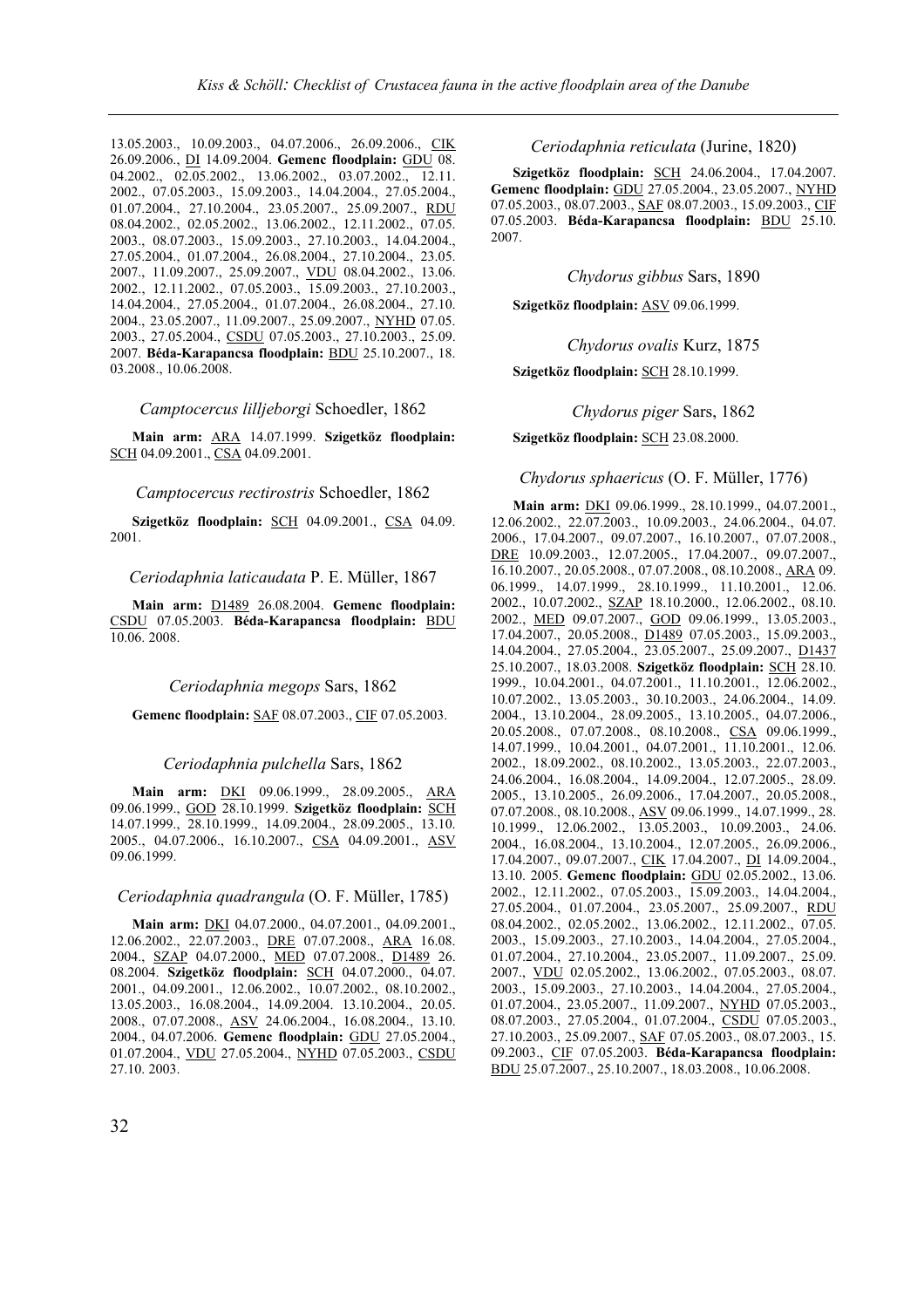13.05.2003., 10.09.2003., 04.07.2006., 26.09.2006., CIK 26.09.2006., DI 14.09.2004. **Gemenc floodplain:** GDU 08. 04.2002., 02.05.2002., 13.06.2002., 03.07.2002., 12.11. 2002., 07.05.2003., 15.09.2003., 14.04.2004., 27.05.2004., 01.07.2004., 27.10.2004., 23.05.2007., 25.09.2007., RDU 08.04.2002., 02.05.2002., 13.06.2002., 12.11.2002., 07.05. 2003., 08.07.2003., 15.09.2003., 27.10.2003., 14.04.2004., 27.05.2004., 01.07.2004., 26.08.2004., 27.10.2004., 23.05. 2007., 11.09.2007., 25.09.2007., VDU 08.04.2002., 13.06. 2002., 12.11.2002., 07.05.2003., 15.09.2003., 27.10.2003., 14.04.2004., 27.05.2004., 01.07.2004., 26.08.2004., 27.10. 2004., 23.05.2007., 11.09.2007., 25.09.2007., NYHD 07.05. 2003., 27.05.2004., CSDU 07.05.2003., 27.10.2003., 25.09. 2007. **Béda-Karapancsa floodplain:** BDU 25.10.2007., 18. 03.2008., 10.06.2008.

*Camptocercus lilljeborgi* Schoedler, 1862

**Main arm:** ARA 14.07.1999. **Szigetköz floodplain:** SCH 04.09.2001., CSA 04.09.2001.

*Camptocercus rectirostris* Schoedler, 1862

**Szigetköz floodplain:** SCH 04.09.2001., CSA 04.09. 2001.

*Ceriodaphnia laticaudata* P. E. Müller, 1867

**Main arm:** D1489 26.08.2004. **Gemenc floodplain:** CSDU 07.05.2003. **Béda-Karapancsa floodplain:** BDU 10.06. 2008.

*Ceriodaphnia megops* Sars, 1862

**Gemenc floodplain:** SAF 08.07.2003., CIF 07.05.2003.

*Ceriodaphnia pulchella* Sars, 1862

**Main arm:** DKI 09.06.1999., 28.09.2005., ARA 09.06.1999., GOD 28.10.1999. **Szigetköz floodplain:** SCH 14.07.1999., 28.10.1999., 14.09.2004., 28.09.2005., 13.10. 2005., 04.07.2006., 16.10.2007., CSA 04.09.2001., ASV 09.06.1999.

*Ceriodaphnia quadrangula* (O. F. Müller, 1785)

**Main arm:** DKI 04.07.2000., 04.07.2001., 04.09.2001., 12.06.2002., 22.07.2003., DRE 07.07.2008., ARA 16.08. 2004., SZAP 04.07.2000., MED 07.07.2008., D1489 26. 08.2004. **Szigetköz floodplain:** SCH 04.07.2000., 04.07. 2001., 04.09.2001., 12.06.2002., 10.07.2002., 08.10.2002., 13.05.2003., 16.08.2004., 14.09.2004. 13.10.2004., 20.05. 2008., 07.07.2008., ASV 24.06.2004., 16.08.2004., 13.10. 2004., 04.07.2006. **Gemenc floodplain:** GDU 27.05.2004., 01.07.2004., VDU 27.05.2004., NYHD 07.05.2003., CSDU 27.10. 2003.

*Ceriodaphnia reticulata* (Jurine, 1820)

**Szigetköz floodplain:** SCH 24.06.2004., 17.04.2007. **Gemenc floodplain:** GDU 27.05.2004., 23.05.2007., NYHD 07.05.2003., 08.07.2003., SAF 08.07.2003., 15.09.2003., CIF 07.05.2003. **Béda-Karapancsa floodplain:** BDU 25.10. 2007.

*Chydorus gibbus* Sars, 1890

**Szigetköz floodplain:** ASV 09.06.1999.

*Chydorus ovalis* Kurz, 1875

**Szigetköz floodplain:** SCH 28.10.1999.

*Chydorus piger* Sars, 1862

**Szigetköz floodplain:** SCH 23.08.2000.

*Chydorus sphaericus* (O. F. Müller, 1776)

**Main arm:** DKI 09.06.1999., 28.10.1999., 04.07.2001., 12.06.2002., 22.07.2003., 10.09.2003., 24.06.2004., 04.07. 2006., 17.04.2007., 09.07.2007., 16.10.2007., 07.07.2008., DRE 10.09.2003., 12.07.2005., 17.04.2007., 09.07.2007., 16.10.2007., 20.05.2008., 07.07.2008., 08.10.2008., ARA 09. 06.1999., 14.07.1999., 28.10.1999., 11.10.2001., 12.06. 2002., 10.07.2002., SZAP 18.10.2000., 12.06.2002., 08.10. 2002., MED 09.07.2007., GOD 09.06.1999., 13.05.2003., 17.04.2007., 20.05.2008., D1489 07.05.2003., 15.09.2003., 14.04.2004., 27.05.2004., 23.05.2007., 25.09.2007., D1437 25.10.2007., 18.03.2008. **Szigetköz floodplain:** SCH 28.10. 1999., 10.04.2001., 04.07.2001., 11.10.2001., 12.06.2002., 10.07.2002., 13.05.2003., 30.10.2003., 24.06.2004., 14.09. 2004., 13.10.2004., 28.09.2005., 13.10.2005., 04.07.2006., 20.05.2008., 07.07.2008., 08.10.2008., CSA 09.06.1999., 14.07.1999., 10.04.2001., 04.07.2001., 11.10.2001., 12.06. 2002., 18.09.2002., 08.10.2002., 13.05.2003., 22.07.2003., 24.06.2004., 16.08.2004., 14.09.2004., 12.07.2005., 28.09. 2005., 13.10.2005., 26.09.2006., 17.04.2007., 20.05.2008., 07.07.2008., 08.10.2008., ASV 09.06.1999., 14.07.1999., 28. 10.1999., 12.06.2002., 13.05.2003., 10.09.2003., 24.06. 2004., 16.08.2004., 13.10.2004., 12.07.2005., 26.09.2006., 17.04.2007., 09.07.2007., CIK 17.04.2007., DI 14.09.2004., 13.10. 2005. **Gemenc floodplain:** GDU 02.05.2002., 13.06. 2002., 12.11.2002., 07.05.2003., 15.09.2003., 14.04.2004., 27.05.2004., 01.07.2004., 23.05.2007., 25.09.2007., RDU 08.04.2002., 02.05.2002., 13.06.2002., 12.11.2002., 07.05. 2003., 15.09.2003., 27.10.2003., 14.04.2004., 27.05.2004., 01.07.2004., 27.10.2004., 23.05.2007., 11.09.2007., 25.09. 2007., VDU 02.05.2002., 13.06.2002., 07.05.2003., 08.07. 2003., 15.09.2003., 27.10.2003., 14.04.2004., 27.05.2004., 01.07.2004., 23.05.2007., 11.09.2007., NYHD 07.05.2003., 08.07.2003., 27.05.2004., 01.07.2004., CSDU 07.05.2003., 27.10.2003., 25.09.2007., SAF 07.05.2003., 08.07.2003., 15. 09.2003., CIF 07.05.2003. **Béda-Karapancsa floodplain:** BDU 25.07.2007., 25.10.2007., 18.03.2008., 10.06.2008.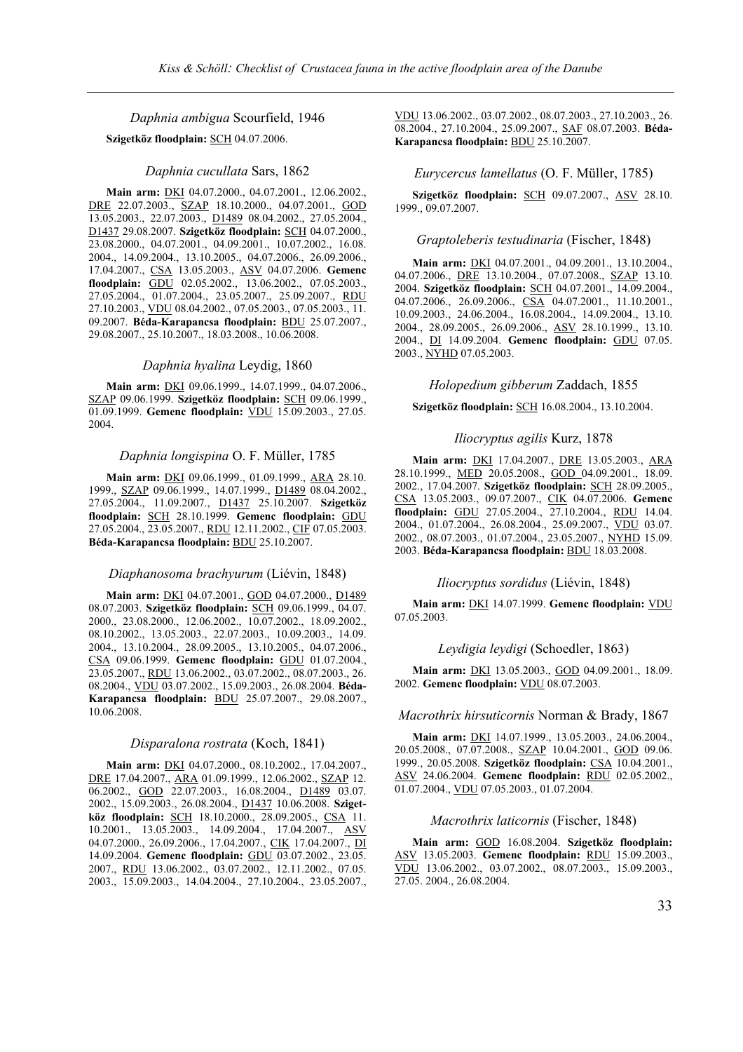*Daphnia ambigua* Scourfield, 1946

**Szigetköz floodplain:** SCH 04.07.2006.

*Daphnia cucullata* Sars, 1862

**Main arm:** DKI 04.07.2000., 04.07.2001., 12.06.2002., DRE 22.07.2003., SZAP 18.10.2000., 04.07.2001., GOD 13.05.2003., 22.07.2003., D1489 08.04.2002., 27.05.2004., D1437 29.08.2007. **Szigetköz floodplain:** SCH 04.07.2000., 23.08.2000., 04.07.2001., 04.09.2001., 10.07.2002., 16.08. 2004., 14.09.2004., 13.10.2005., 04.07.2006., 26.09.2006., 17.04.2007., CSA 13.05.2003., ASV 04.07.2006. **Gemenc floodplain:** GDU 02.05.2002., 13.06.2002., 07.05.2003., 27.05.2004., 01.07.2004., 23.05.2007., 25.09.2007., RDU 27.10.2003., VDU 08.04.2002., 07.05.2003., 07.05.2003., 11. 09.2007. **Béda-Karapancsa floodplain:** BDU 25.07.2007., 29.08.2007., 25.10.2007., 18.03.2008., 10.06.2008.

*Daphnia hyalina* Leydig, 1860

**Main arm:** DKI 09.06.1999., 14.07.1999., 04.07.2006., SZAP 09.06.1999. **Szigetköz floodplain:** SCH 09.06.1999., 01.09.1999. **Gemenc floodplain:** VDU 15.09.2003., 27.05. 2004.

*Daphnia longispina* O. F. Müller, 1785

**Main arm:** DKI 09.06.1999., 01.09.1999., ARA 28.10. 1999., SZAP 09.06.1999., 14.07.1999., D1489 08.04.2002., 27.05.2004., 11.09.2007., D1437 25.10.2007. **Szigetköz floodplain:** SCH 28.10.1999. **Gemenc floodplain:** GDU 27.05.2004., 23.05.2007., RDU 12.11.2002., CIF 07.05.2003. **Béda-Karapancsa floodplain:** BDU 25.10.2007.

*Diaphanosoma brachyurum* (Liévin, 1848)

**Main arm:** DKI 04.07.2001., GOD 04.07.2000., D1489 08.07.2003. **Szigetköz floodplain:** SCH 09.06.1999., 04.07. 2000., 23.08.2000., 12.06.2002., 10.07.2002., 18.09.2002., 08.10.2002., 13.05.2003., 22.07.2003., 10.09.2003., 14.09. 2004., 13.10.2004., 28.09.2005., 13.10.2005., 04.07.2006., CSA 09.06.1999. **Gemenc floodplain:** GDU 01.07.2004., 23.05.2007., RDU 13.06.2002., 03.07.2002., 08.07.2003., 26. 08.2004., VDU 03.07.2002., 15.09.2003., 26.08.2004. **Béda-Karapancsa floodplain:** BDU 25.07.2007., 29.08.2007., 10.06.2008.

*Disparalona rostrata* (Koch, 1841)

**Main arm:** DKI 04.07.2000., 08.10.2002., 17.04.2007., DRE 17.04.2007., ARA 01.09.1999., 12.06.2002., SZAP 12. 06.2002., GOD 22.07.2003., 16.08.2004., D1489 03.07. 2002., 15.09.2003., 26.08.2004., D1437 10.06.2008. **Szigetköz floodplain:** SCH 18.10.2000., 28.09.2005., CSA 11. 10.2001., 13.05.2003., 14.09.2004., 17.04.2007., ASV 04.07.2000., 26.09.2006., 17.04.2007., CIK 17.04.2007., DI 14.09.2004. **Gemenc floodplain:** GDU 03.07.2002., 23.05. 2007., RDU 13.06.2002., 03.07.2002., 12.11.2002., 07.05. 2003., 15.09.2003., 14.04.2004., 27.10.2004., 23.05.2007., VDU 13.06.2002., 03.07.2002., 08.07.2003., 27.10.2003., 26. 08.2004., 27.10.2004., 25.09.2007., SAF 08.07.2003. **Béda-Karapancsa floodplain:** BDU 25.10.2007.

*Eurycercus lamellatus* (O. F. Müller, 1785)

**Szigetköz floodplain:** SCH 09.07.2007., ASV 28.10. 1999., 09.07.2007.

*Graptoleberis testudinaria* (Fischer, 1848)

**Main arm:** DKI 04.07.2001., 04.09.2001., 13.10.2004., 04.07.2006., DRE 13.10.2004., 07.07.2008., SZAP 13.10. 2004. **Szigetköz floodplain:** SCH 04.07.2001., 14.09.2004., 04.07.2006., 26.09.2006., CSA 04.07.2001., 11.10.2001., 10.09.2003., 24.06.2004., 16.08.2004., 14.09.2004., 13.10. 2004., 28.09.2005., 26.09.2006., ASV 28.10.1999., 13.10. 2004., DI 14.09.2004. **Gemenc floodplain:** GDU 07.05. 2003., NYHD 07.05.2003.

*Holopedium gibberum* Zaddach, 1855

**Szigetköz floodplain:** SCH 16.08.2004., 13.10.2004.

*Iliocryptus agilis* Kurz, 1878

**Main arm:** DKI 17.04.2007., DRE 13.05.2003., ARA 28.10.1999., MED 20.05.2008., GOD 04.09.2001., 18.09. 2002., 17.04.2007. **Szigetköz floodplain:** SCH 28.09.2005., CSA 13.05.2003., 09.07.2007., CIK 04.07.2006. **Gemenc floodplain:** GDU 27.05.2004., 27.10.2004., RDU 14.04. 2004., 01.07.2004., 26.08.2004., 25.09.2007., VDU 03.07. 2002., 08.07.2003., 01.07.2004., 23.05.2007., NYHD 15.09. 2003. **Béda-Karapancsa floodplain:** BDU 18.03.2008.

*Iliocryptus sordidus* (Liévin, 1848)

**Main arm:** DKI 14.07.1999. **Gemenc floodplain:** VDU 07.05.2003.

*Leydigia leydigi* (Schoedler, 1863)

**Main arm:** DKI 13.05.2003., GOD 04.09.2001., 18.09. 2002. **Gemenc floodplain:** VDU 08.07.2003.

*Macrothrix hirsuticornis* Norman & Brady, 1867

**Main arm:** DKI 14.07.1999., 13.05.2003., 24.06.2004., 20.05.2008., 07.07.2008., SZAP 10.04.2001., GOD 09.06. 1999., 20.05.2008. **Szigetköz floodplain:** CSA 10.04.2001., ASV 24.06.2004. **Gemenc floodplain:** RDU 02.05.2002., 01.07.2004., VDU 07.05.2003., 01.07.2004.

*Macrothrix laticornis* (Fischer, 1848)

**Main arm:** GOD 16.08.2004. **Szigetköz floodplain:** ASV 13.05.2003. **Gemenc floodplain:** RDU 15.09.2003., VDU 13.06.2002., 03.07.2002., 08.07.2003., 15.09.2003., 27.05. 2004., 26.08.2004.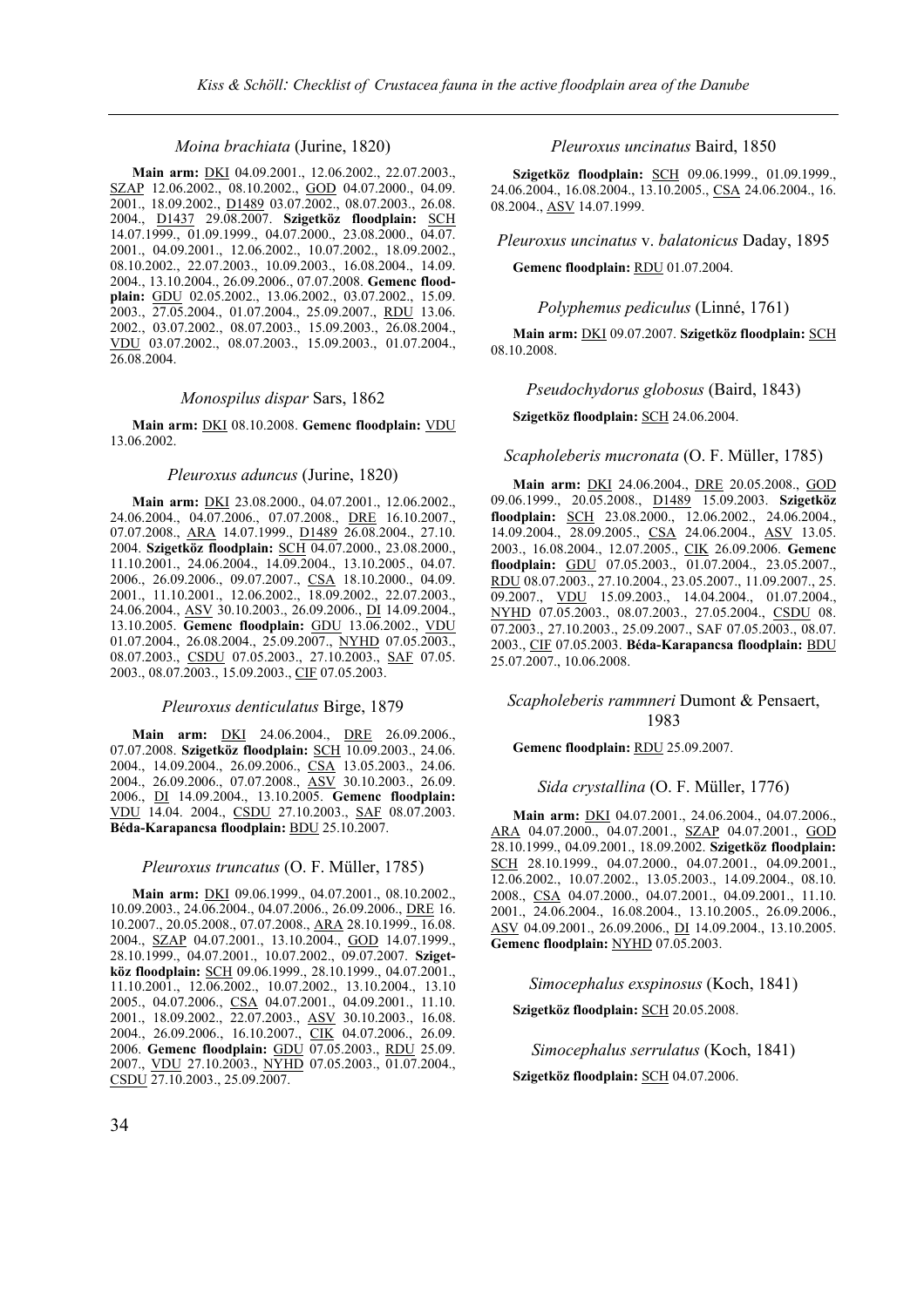### *Moina brachiata* (Jurine, 1820)

**Main arm:** DKI 04.09.2001., 12.06.2002., 22.07.2003., SZAP 12.06.2002., 08.10.2002., GOD 04.07.2000., 04.09. 2001., 18.09.2002., D1489 03.07.2002., 08.07.2003., 26.08. 2004., D1437 29.08.2007. **Szigetköz floodplain:** SCH 14.07.1999., 01.09.1999., 04.07.2000., 23.08.2000., 04.07. 2001., 04.09.2001., 12.06.2002., 10.07.2002., 18.09.2002., 08.10.2002., 22.07.2003., 10.09.2003., 16.08.2004., 14.09. 2004., 13.10.2004., 26.09.2006., 07.07.2008. **Gemenc floodplain:** GDU 02.05.2002., 13.06.2002., 03.07.2002., 15.09. 2003., 27.05.2004., 01.07.2004., 25.09.2007., RDU 13.06. 2002., 03.07.2002., 08.07.2003., 15.09.2003., 26.08.2004., VDU 03.07.2002., 08.07.2003., 15.09.2003., 01.07.2004., 26.08.2004.

### *Monospilus dispar* Sars, 1862

**Main arm:** DKI 08.10.2008. **Gemenc floodplain:** VDU 13.06.2002.

### *Pleuroxus aduncus* (Jurine, 1820)

**Main arm:** DKI 23.08.2000., 04.07.2001., 12.06.2002., 24.06.2004., 04.07.2006., 07.07.2008., DRE 16.10.2007., 07.07.2008., ARA 14.07.1999., D1489 26.08.2004., 27.10. 2004. **Szigetköz floodplain:** SCH 04.07.2000., 23.08.2000., 11.10.2001., 24.06.2004., 14.09.2004., 13.10.2005., 04.07. 2006., 26.09.2006., 09.07.2007., CSA 18.10.2000., 04.09. 2001., 11.10.2001., 12.06.2002., 18.09.2002., 22.07.2003., 24.06.2004., ASV 30.10.2003., 26.09.2006., DI 14.09.2004., 13.10.2005. **Gemenc floodplain:** GDU 13.06.2002., VDU 01.07.2004., 26.08.2004., 25.09.2007., NYHD 07.05.2003., 08.07.2003., CSDU 07.05.2003., 27.10.2003., SAF 07.05. 2003., 08.07.2003., 15.09.2003., CIF 07.05.2003.

### *Pleuroxus denticulatus* Birge, 1879

**Main arm:** DKI 24.06.2004., DRE 26.09.2006., 07.07.2008. **Szigetköz floodplain:** SCH 10.09.2003., 24.06. 2004., 14.09.2004., 26.09.2006., CSA 13.05.2003., 24.06. 2004., 26.09.2006., 07.07.2008., ASV 30.10.2003., 26.09. 2006., DI 14.09.2004., 13.10.2005. **Gemenc floodplain:** VDU 14.04. 2004., CSDU 27.10.2003., SAF 08.07.2003. **Béda-Karapancsa floodplain:** BDU 25.10.2007.

### *Pleuroxus truncatus* (O. F. Müller, 1785)

**Main arm:** DKI 09.06.1999., 04.07.2001., 08.10.2002., 10.09.2003., 24.06.2004., 04.07.2006., 26.09.2006., DRE 16. 10.2007., 20.05.2008., 07.07.2008., ARA 28.10.1999., 16.08. 2004., SZAP 04.07.2001., 13.10.2004., GOD 14.07.1999., 28.10.1999., 04.07.2001., 10.07.2002., 09.07.2007. **Szigetköz floodplain:** SCH 09.06.1999., 28.10.1999., 04.07.2001., 11.10.2001., 12.06.2002., 10.07.2002., 13.10.2004., 13.10 2005., 04.07.2006., CSA 04.07.2001., 04.09.2001., 11.10. 2001., 18.09.2002., 22.07.2003., ASV 30.10.2003., 16.08. 2004., 26.09.2006., 16.10.2007., CIK 04.07.2006., 26.09. 2006. **Gemenc floodplain:** GDU 07.05.2003., RDU 25.09. 2007., VDU 27.10.2003., NYHD 07.05.2003., 01.07.2004., CSDU 27.10.2003., 25.09.2007.

### *Pleuroxus uncinatus* Baird, 1850

**Szigetköz floodplain:** SCH 09.06.1999., 01.09.1999., 24.06.2004., 16.08.2004., 13.10.2005., CSA 24.06.2004., 16. 08.2004., ASV 14.07.1999.

### *Pleuroxus uncinatus* v. *balatonicus* Daday, 1895

**Gemenc floodplain:** RDU 01.07.2004.

### *Polyphemus pediculus* (Linné, 1761)

**Main arm:** DKI 09.07.2007. **Szigetköz floodplain:** SCH 08.10.2008.

### *Pseudochydorus globosus* (Baird, 1843)

**Szigetköz floodplain:** SCH 24.06.2004.

### *Scapholeberis mucronata* (O. F. Müller, 1785)

**Main arm:** DKI 24.06.2004., DRE 20.05.2008., GOD 09.06.1999., 20.05.2008., D1489 15.09.2003. **Szigetköz floodplain:** SCH 23.08.2000., 12.06.2002., 24.06.2004., 14.09.2004., 28.09.2005., CSA 24.06.2004., ASV 13.05. 2003., 16.08.2004., 12.07.2005., CIK 26.09.2006. **Gemenc floodplain:** GDU 07.05.2003., 01.07.2004., 23.05.2007., RDU 08.07.2003., 27.10.2004., 23.05.2007., 11.09.2007., 25. 09.2007., VDU 15.09.2003., 14.04.2004., 01.07.2004., NYHD 07.05.2003., 08.07.2003., 27.05.2004., CSDU 08. 07.2003., 27.10.2003., 25.09.2007., SAF 07.05.2003., 08.07. 2003., CIF 07.05.2003. **Béda-Karapancsa floodplain:** BDU 25.07.2007., 10.06.2008.

### *Scapholeberis rammneri* Dumont & Pensaert, 1983

**Gemenc floodplain:** RDU 25.09.2007.

### *Sida crystallina* (O. F. Müller, 1776)

**Main arm:** DKI 04.07.2001., 24.06.2004., 04.07.2006., ARA 04.07.2000., 04.07.2001., SZAP 04.07.2001., GOD 28.10.1999., 04.09.2001., 18.09.2002. **Szigetköz floodplain:** SCH 28.10.1999., 04.07.2000., 04.07.2001., 04.09.2001., 12.06.2002., 10.07.2002., 13.05.2003., 14.09.2004., 08.10. 2008., CSA 04.07.2000., 04.07.2001., 04.09.2001., 11.10. 2001., 24.06.2004., 16.08.2004., 13.10.2005., 26.09.2006., ASV 04.09.2001., 26.09.2006., DI 14.09.2004., 13.10.2005. **Gemenc floodplain:** NYHD 07.05.2003.

### *Simocephalus exspinosus* (Koch, 1841)

**Szigetköz floodplain:** SCH 20.05.2008.

### *Simocephalus serrulatus* (Koch, 1841)

**Szigetköz floodplain:** SCH 04.07.2006.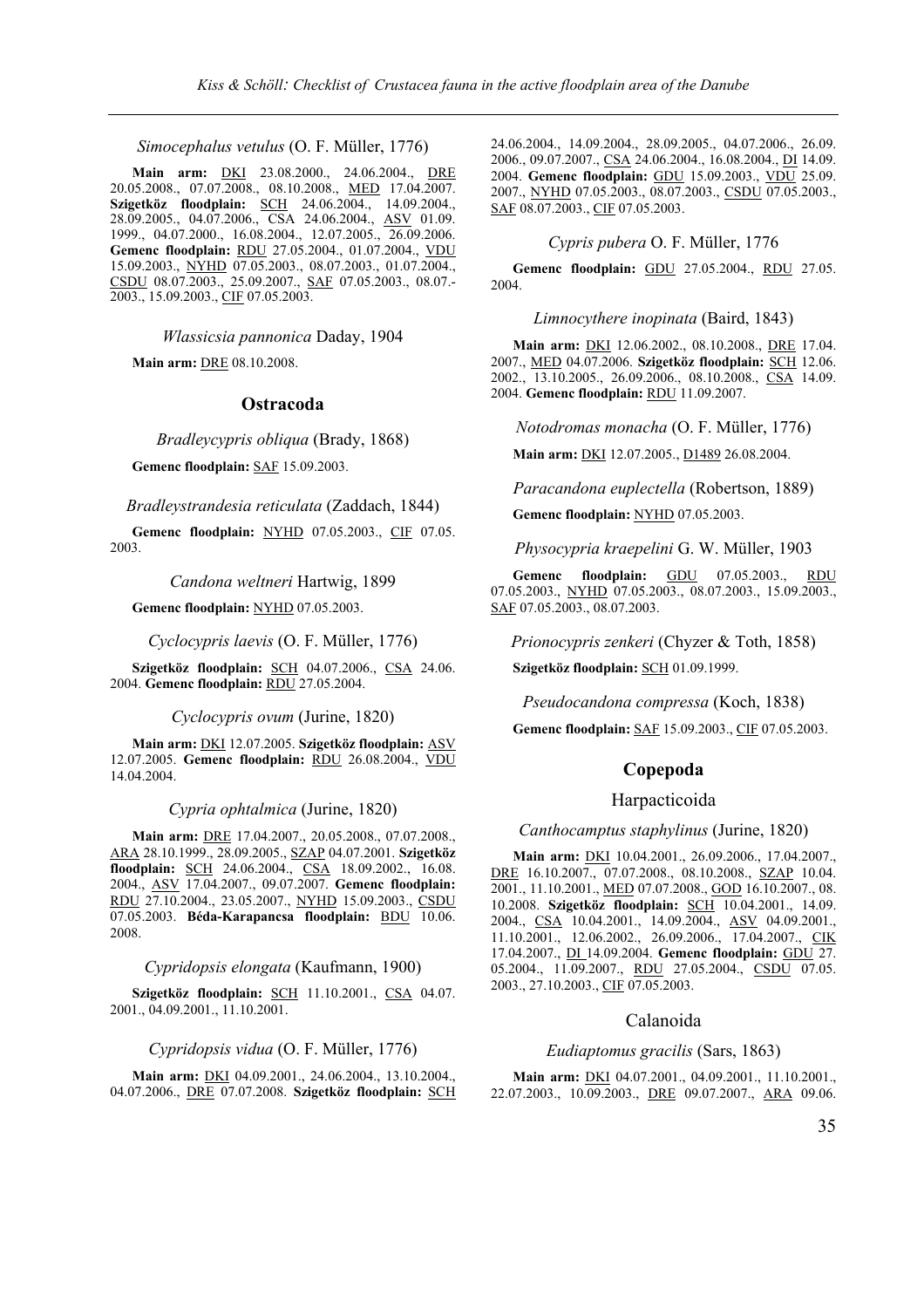*Simocephalus vetulus* (O. F. Müller, 1776)

**Main arm:** DKI 23.08.2000., 24.06.2004., DRE 20.05.2008., 07.07.2008., 08.10.2008., MED 17.04.2007. **Szigetköz floodplain:** SCH 24.06.2004., 14.09.2004., 28.09.2005., 04.07.2006., CSA 24.06.2004., ASV 01.09. 1999., 04.07.2000., 16.08.2004., 12.07.2005., 26.09.2006. **Gemenc floodplain:** RDU 27.05.2004., 01.07.2004., VDU 15.09.2003., NYHD 07.05.2003., 08.07.2003., 01.07.2004., CSDU 08.07.2003., 25.09.2007., SAF 07.05.2003., 08.07.-2003., 15.09.2003., CIF 07.05.2003.

*Wlassicsia pannonica* Daday, 1904

**Main arm:** DRE 08.10.2008.

## Ostracoda

*Bradleycypris obliqua* (Brady, 1868)

**Gemenc floodplain:** SAF 15.09.2003.

*Bradleystrandesia reticulata* (Zaddach, 1844)

**Gemenc floodplain:** NYHD 07.05.2003., CIF 07.05. 2003.

*Candona weltneri* Hartwig, 1899

**Gemenc floodplain:** NYHD 07.05.2003.

*Cyclocypris laevis* (O. F. Müller, 1776)

**Szigetköz floodplain:** SCH 04.07.2006., CSA 24.06. 2004. **Gemenc floodplain:** RDU 27.05.2004.

*Cyclocypris ovum* (Jurine, 1820)

**Main arm:** DKI 12.07.2005. **Szigetköz floodplain:** ASV 12.07.2005. **Gemenc floodplain:** RDU 26.08.2004., VDU 14.04.2004.

*Cypria ophtalmica* (Jurine, 1820)

**Main arm:** DRE 17.04.2007., 20.05.2008., 07.07.2008., ARA 28.10.1999., 28.09.2005., SZAP 04.07.2001. **Szigetköz floodplain:** SCH 24.06.2004., CSA 18.09.2002., 16.08. 2004., ASV 17.04.2007., 09.07.2007. **Gemenc floodplain:** RDU 27.10.2004., 23.05.2007., NYHD 15.09.2003., CSDU 07.05.2003. **Béda-Karapancsa floodplain:** BDU 10.06. 2008.

*Cypridopsis elongata* (Kaufmann, 1900)

**Szigetköz floodplain:** SCH 11.10.2001., CSA 04.07. 2001., 04.09.2001., 11.10.2001.

*Cypridopsis vidua* (O. F. Müller, 1776)

**Main arm:** DKI 04.09.2001., 24.06.2004., 13.10.2004., 04.07.2006., DRE 07.07.2008. **Szigetköz floodplain:** SCH 24.06.2004., 14.09.2004., 28.09.2005., 04.07.2006., 26.09. 2006., 09.07.2007., CSA 24.06.2004., 16.08.2004., DI 14.09. 2004. **Gemenc floodplain:** GDU 15.09.2003., VDU 25.09. 2007., NYHD 07.05.2003., 08.07.2003., CSDU 07.05.2003., SAF 08.07.2003., CIF 07.05.2003.

*Cypris pubera* O. F. Müller, 1776

**Gemenc floodplain:** GDU 27.05.2004., RDU 27.05. 2004.

*Limnocythere inopinata* (Baird, 1843)

**Main arm:** DKI 12.06.2002., 08.10.2008., DRE 17.04. 2007., MED 04.07.2006. **Szigetköz floodplain:** SCH 12.06. 2002., 13.10.2005., 26.09.2006., 08.10.2008., CSA 14.09. 2004. **Gemenc floodplain:** RDU 11.09.2007.

*Notodromas monacha* (O. F. Müller, 1776)

**Main arm:** DKI 12.07.2005., D1489 26.08.2004.

*Paracandona euplectella* (Robertson, 1889)

**Gemenc floodplain:** NYHD 07.05.2003.

*Physocypria kraepelini* G. W. Müller, 1903

**Gemenc floodplain:** GDU 07.05.2003., RDU 07.05.2003., NYHD 07.05.2003., 08.07.2003., 15.09.2003., SAF 07.05.2003., 08.07.2003.

*Prionocypris zenkeri* (Chyzer & Toth, 1858)

**Szigetköz floodplain:** SCH 01.09.1999.

*Pseudocandona compressa* (Koch, 1838)

**Gemenc floodplain:** SAF 15.09.2003., CIF 07.05.2003.

## Copepoda

### Harpacticoida

*Canthocamptus staphylinus* (Jurine, 1820)

**Main arm:** DKI 10.04.2001., 26.09.2006., 17.04.2007., DRE 16.10.2007., 07.07.2008., 08.10.2008., SZAP 10.04. 2001., 11.10.2001., MED 07.07.2008., GOD 16.10.2007., 08. 10.2008. **Szigetköz floodplain:** SCH 10.04.2001., 14.09. 2004., CSA 10.04.2001., 14.09.2004., ASV 04.09.2001., 11.10.2001., 12.06.2002., 26.09.2006., 17.04.2007., CIK 17.04.2007., DI 14.09.2004. **Gemenc floodplain:** GDU 27. 05.2004., 11.09.2007., RDU 27.05.2004., CSDU 07.05. 2003., 27.10.2003., CIF 07.05.2003.

### Calanoida

*Eudiaptomus gracilis* (Sars, 1863)

**Main arm:** DKI 04.07.2001., 04.09.2001., 11.10.2001., 22.07.2003., 10.09.2003., DRE 09.07.2007., ARA 09.06.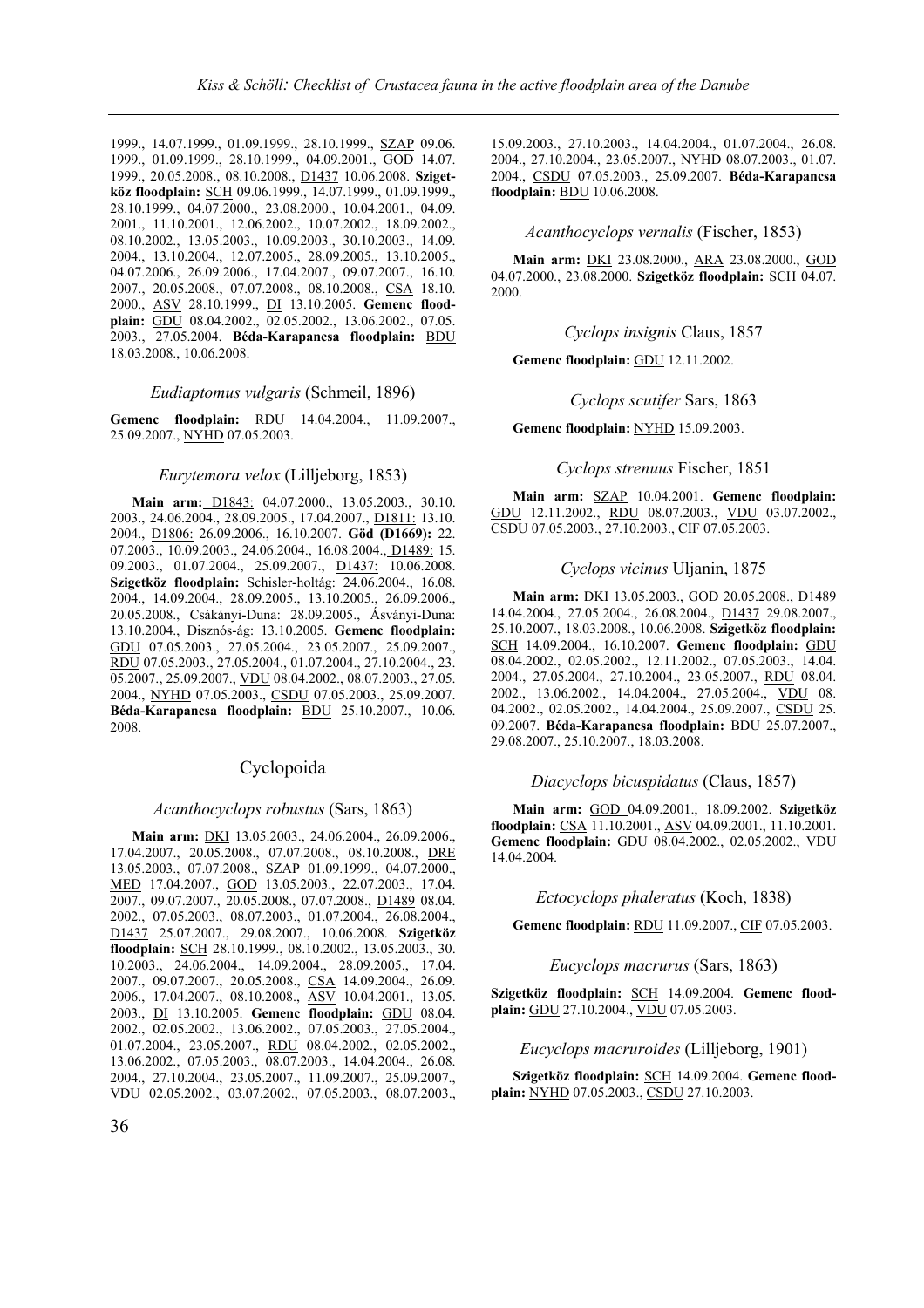1999., 14.07.1999., 01.09.1999., 28.10.1999., SZAP 09.06. 1999., 01.09.1999., 28.10.1999., 04.09.2001., GOD 14.07. 1999., 20.05.2008., 08.10.2008., D1437 10.06.2008. **Szigetköz floodplain:** SCH 09.06.1999., 14.07.1999., 01.09.1999., 28.10.1999., 04.07.2000., 23.08.2000., 10.04.2001., 04.09. 2001., 11.10.2001., 12.06.2002., 10.07.2002., 18.09.2002., 08.10.2002., 13.05.2003., 10.09.2003., 30.10.2003., 14.09. 2004., 13.10.2004., 12.07.2005., 28.09.2005., 13.10.2005., 04.07.2006., 26.09.2006., 17.04.2007., 09.07.2007., 16.10. 2007., 20.05.2008., 07.07.2008., 08.10.2008., CSA 18.10. 2000., ASV 28.10.1999., DI 13.10.2005. **Gemenc floodplain:** GDU 08.04.2002., 02.05.2002., 13.06.2002., 07.05. 2003., 27.05.2004. **Béda-Karapancsa floodplain:** BDU 18.03.2008., 10.06.2008.

### *Eudiaptomus vulgaris* (Schmeil, 1896)

**Gemenc floodplain:** RDU 14.04.2004., 11.09.2007., 25.09.2007., NYHD 07.05.2003.

### *Eurytemora velox* (Lilljeborg, 1853)

**Main arm:** D1843: 04.07.2000., 13.05.2003., 30.10. 2003., 24.06.2004., 28.09.2005., 17.04.2007., D1811: 13.10. 2004., D1806: 26.09.2006., 16.10.2007. **Göd (D1669):** 22. 07.2003., 10.09.2003., 24.06.2004., 16.08.2004., D1489: 15. 09.2003., 01.07.2004., 25.09.2007., D1437: 10.06.2008. **Szigetköz floodplain:** Schisler-holtág: 24.06.2004., 16.08. 2004., 14.09.2004., 28.09.2005., 13.10.2005., 26.09.2006., 20.05.2008., Csákányi-Duna: 28.09.2005., Ásványi-Duna: 13.10.2004., Disznós-ág: 13.10.2005. **Gemenc floodplain:** GDU 07.05.2003., 27.05.2004., 23.05.2007., 25.09.2007., RDU 07.05.2003., 27.05.2004., 01.07.2004., 27.10.2004., 23. 05.2007., 25.09.2007., VDU 08.04.2002., 08.07.2003., 27.05. 2004., NYHD 07.05.2003., CSDU 07.05.2003., 25.09.2007. **Béda-Karapancsa floodplain:** BDU 25.10.2007., 10.06. 2008.

## Cyclopoida

### *Acanthocyclops robustus* (Sars, 1863)

**Main arm:** DKI 13.05.2003., 24.06.2004., 26.09.2006., 17.04.2007., 20.05.2008., 07.07.2008., 08.10.2008., DRE 13.05.2003., 07.07.2008., SZAP 01.09.1999., 04.07.2000., MED 17.04.2007., GOD 13.05.2003., 22.07.2003., 17.04. 2007., 09.07.2007., 20.05.2008., 07.07.2008., D1489 08.04. 2002., 07.05.2003., 08.07.2003., 01.07.2004., 26.08.2004., D1437 25.07.2007., 29.08.2007., 10.06.2008. **Szigetköz floodplain:** SCH 28.10.1999., 08.10.2002., 13.05.2003., 30. 10.2003., 24.06.2004., 14.09.2004., 28.09.2005., 17.04. 2007., 09.07.2007., 20.05.2008., CSA 14.09.2004., 26.09. 2006., 17.04.2007., 08.10.2008., ASV 10.04.2001., 13.05. 2003., DI 13.10.2005. **Gemenc floodplain:** GDU 08.04. 2002., 02.05.2002., 13.06.2002., 07.05.2003., 27.05.2004., 01.07.2004., 23.05.2007., RDU 08.04.2002., 02.05.2002., 13.06.2002., 07.05.2003., 08.07.2003., 14.04.2004., 26.08. 2004., 27.10.2004., 23.05.2007., 11.09.2007., 25.09.2007., VDU 02.05.2002., 03.07.2002., 07.05.2003., 08.07.2003., 15.09.2003., 27.10.2003., 14.04.2004., 01.07.2004., 26.08. 2004., 27.10.2004., 23.05.2007., NYHD 08.07.2003., 01.07. 2004., CSDU 07.05.2003., 25.09.2007. **Béda-Karapancsa floodplain:** BDU 10.06.2008.

### *Acanthocyclops vernalis* (Fischer, 1853)

**Main arm:** DKI 23.08.2000., ARA 23.08.2000., GOD 04.07.2000., 23.08.2000. **Szigetköz floodplain:** SCH 04.07. 2000.

### *Cyclops insignis* Claus, 1857

**Gemenc floodplain:** GDU 12.11.2002.

### *Cyclops scutifer* Sars, 1863

**Gemenc floodplain:** NYHD 15.09.2003.

### *Cyclops strenuus* Fischer, 1851

**Main arm:** SZAP 10.04.2001. **Gemenc floodplain:** GDU 12.11.2002., RDU 08.07.2003., VDU 03.07.2002., CSDU 07.05.2003., 27.10.2003., CIF 07.05.2003.

### *Cyclops vicinus* Uljanin, 1875

**Main arm:** DKI 13.05.2003., GOD 20.05.2008., D1489 14.04.2004., 27.05.2004., 26.08.2004., D1437 29.08.2007., 25.10.2007., 18.03.2008., 10.06.2008. **Szigetköz floodplain:** SCH 14.09.2004., 16.10.2007. **Gemenc floodplain:** GDU 08.04.2002., 02.05.2002., 12.11.2002., 07.05.2003., 14.04. 2004., 27.05.2004., 27.10.2004., 23.05.2007., RDU 08.04. 2002., 13.06.2002., 14.04.2004., 27.05.2004., VDU 08. 04.2002., 02.05.2002., 14.04.2004., 25.09.2007., CSDU 25. 09.2007. **Béda-Karapancsa floodplain:** BDU 25.07.2007., 29.08.2007., 25.10.2007., 18.03.2008.

### *Diacyclops bicuspidatus* (Claus, 1857)

**Main arm:** GOD 04.09.2001., 18.09.2002. **Szigetköz floodplain:** CSA 11.10.2001., ASV 04.09.2001., 11.10.2001. **Gemenc floodplain:** GDU 08.04.2002., 02.05.2002., VDU 14.04.2004.

### *Ectocyclops phaleratus* (Koch, 1838)

**Gemenc floodplain:** RDU 11.09.2007., CIF 07.05.2003.

### *Eucyclops macrurus* (Sars, 1863)

**Szigetköz floodplain:** SCH 14.09.2004. **Gemenc floodplain:** GDU 27.10.2004., VDU 07.05.2003.

### *Eucyclops macruroides* (Lilljeborg, 1901)

**Szigetköz floodplain:** SCH 14.09.2004. **Gemenc floodplain:** NYHD 07.05.2003., CSDU 27.10.2003.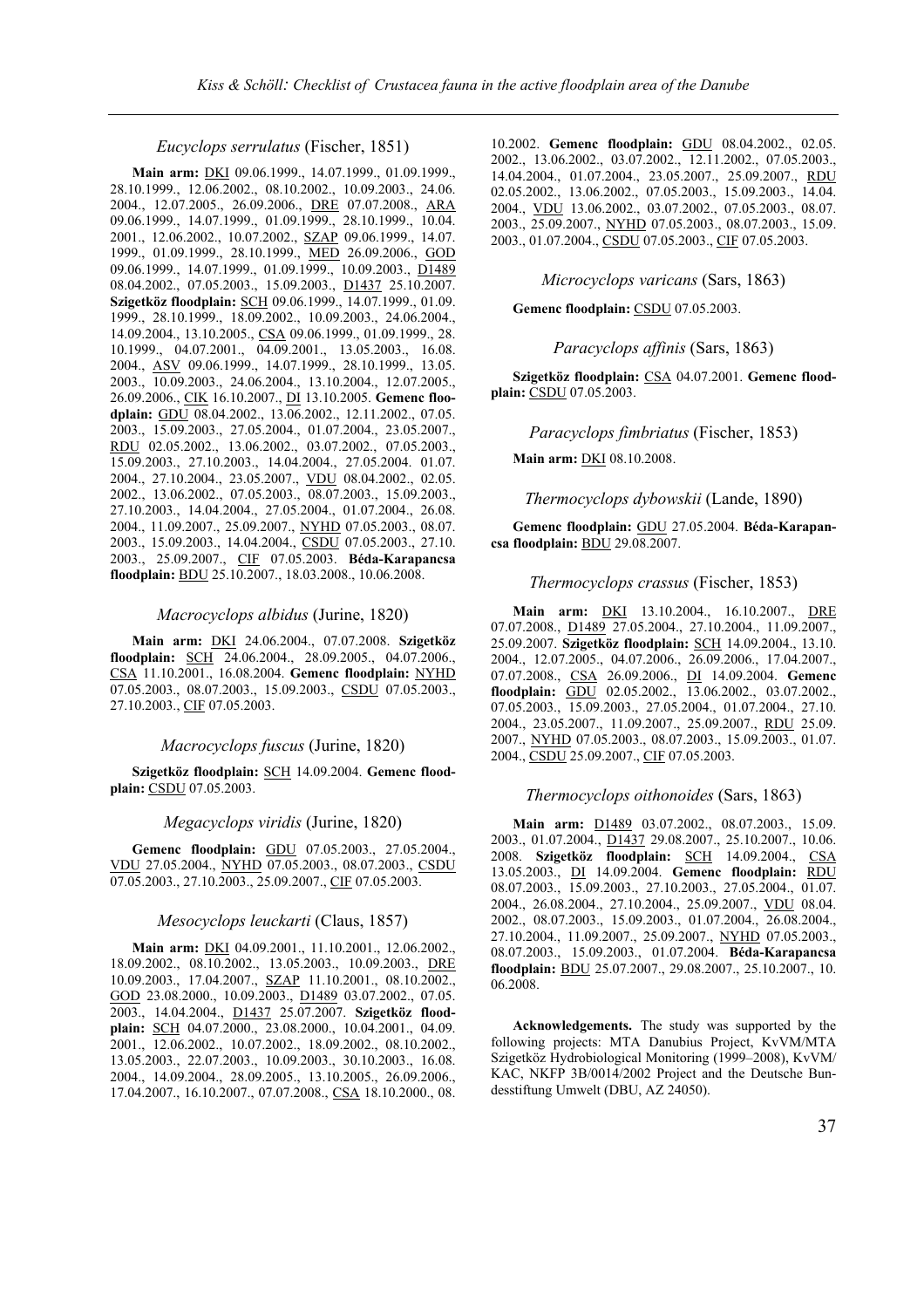### *Eucyclops serrulatus* (Fischer, 1851)

**Main arm:** DKI 09.06.1999., 14.07.1999., 01.09.1999., 28.10.1999., 12.06.2002., 08.10.2002., 10.09.2003., 24.06. 2004., 12.07.2005., 26.09.2006., DRE 07.07.2008., ARA 09.06.1999., 14.07.1999., 01.09.1999., 28.10.1999., 10.04. 2001., 12.06.2002., 10.07.2002., SZAP 09.06.1999., 14.07. 1999., 01.09.1999., 28.10.1999., MED 26.09.2006., GOD 09.06.1999., 14.07.1999., 01.09.1999., 10.09.2003., D1489 08.04.2002., 07.05.2003., 15.09.2003., D1437 25.10.2007. **Szigetköz floodplain:** SCH 09.06.1999., 14.07.1999., 01.09. 1999., 28.10.1999., 18.09.2002., 10.09.2003., 24.06.2004., 14.09.2004., 13.10.2005., CSA 09.06.1999., 01.09.1999., 28. 10.1999., 04.07.2001., 04.09.2001., 13.05.2003., 16.08. 2004., ASV 09.06.1999., 14.07.1999., 28.10.1999., 13.05. 2003., 10.09.2003., 24.06.2004., 13.10.2004., 12.07.2005., 26.09.2006., CIK 16.10.2007., DI 13.10.2005. **Gemenc floodplain:** GDU 08.04.2002., 13.06.2002., 12.11.2002., 07.05. 2003., 15.09.2003., 27.05.2004., 01.07.2004., 23.05.2007., RDU 02.05.2002., 13.06.2002., 03.07.2002., 07.05.2003., 15.09.2003., 27.10.2003., 14.04.2004., 27.05.2004. 01.07. 2004., 27.10.2004., 23.05.2007., VDU 08.04.2002., 02.05. 2002., 13.06.2002., 07.05.2003., 08.07.2003., 15.09.2003., 27.10.2003., 14.04.2004., 27.05.2004., 01.07.2004., 26.08. 2004., 11.09.2007., 25.09.2007., NYHD 07.05.2003., 08.07. 2003., 15.09.2003., 14.04.2004., CSDU 07.05.2003., 27.10. 2003., 25.09.2007., CIF 07.05.2003. **Béda-Karapancsa floodplain:** BDU 25.10.2007., 18.03.2008., 10.06.2008.

### *Macrocyclops albidus* (Jurine, 1820)

**Main arm:** DKI 24.06.2004., 07.07.2008. **Szigetköz floodplain:** SCH 24.06.2004., 28.09.2005., 04.07.2006., CSA 11.10.2001., 16.08.2004. **Gemenc floodplain:** NYHD 07.05.2003., 08.07.2003., 15.09.2003., CSDU 07.05.2003., 27.10.2003., CIF 07.05.2003.

### *Macrocyclops fuscus* (Jurine, 1820)

**Szigetköz floodplain:** SCH 14.09.2004. **Gemenc floodplain:** CSDU 07.05.2003.

### *Megacyclops viridis* (Jurine, 1820)

**Gemenc floodplain:** GDU 07.05.2003., 27.05.2004., VDU 27.05.2004., NYHD 07.05.2003., 08.07.2003., CSDU 07.05.2003., 27.10.2003., 25.09.2007., CIF 07.05.2003.

### *Mesocyclops leuckarti* (Claus, 1857)

**Main arm:** DKI 04.09.2001., 11.10.2001., 12.06.2002., 18.09.2002., 08.10.2002., 13.05.2003., 10.09.2003., DRE 10.09.2003., 17.04.2007., SZAP 11.10.2001., 08.10.2002., GOD 23.08.2000., 10.09.2003., D1489 03.07.2002., 07.05. 2003., 14.04.2004., D1437 25.07.2007. **Szigetköz floodplain:** SCH 04.07.2000., 23.08.2000., 10.04.2001., 04.09. 2001., 12.06.2002., 10.07.2002., 18.09.2002., 08.10.2002., 13.05.2003., 22.07.2003., 10.09.2003., 30.10.2003., 16.08. 2004., 14.09.2004., 28.09.2005., 13.10.2005., 26.09.2006., 17.04.2007., 16.10.2007., 07.07.2008., CSA 18.10.2000., 08. 10.2002. **Gemenc floodplain:** GDU 08.04.2002., 02.05. 2002., 13.06.2002., 03.07.2002., 12.11.2002., 07.05.2003., 14.04.2004., 01.07.2004., 23.05.2007., 25.09.2007., RDU 02.05.2002., 13.06.2002., 07.05.2003., 15.09.2003., 14.04. 2004., VDU 13.06.2002., 03.07.2002., 07.05.2003., 08.07. 2003., 25.09.2007., NYHD 07.05.2003., 08.07.2003., 15.09. 2003., 01.07.2004., CSDU 07.05.2003., CIF 07.05.2003.

### *Microcyclops varicans* (Sars, 1863)

**Gemenc floodplain:** CSDU 07.05.2003.

### *Paracyclops affinis* (Sars, 1863)

**Szigetköz floodplain:** CSA 04.07.2001. **Gemenc floodplain:** CSDU 07.05.2003.

### *Paracyclops fimbriatus* (Fischer, 1853)

**Main arm:** DKI 08.10.2008.

### *Thermocyclops dybowskii* (Lande, 1890)

**Gemenc floodplain:** GDU 27.05.2004. **Béda-Karapancsa floodplain:** BDU 29.08.2007.

### *Thermocyclops crassus* (Fischer, 1853)

**Main arm:** DKI 13.10.2004., 16.10.2007., DRE 07.07.2008., D1489 27.05.2004., 27.10.2004., 11.09.2007., 25.09.2007. **Szigetköz floodplain:** SCH 14.09.2004., 13.10. 2004., 12.07.2005., 04.07.2006., 26.09.2006., 17.04.2007., 07.07.2008., CSA 26.09.2006., DI 14.09.2004. **Gemenc floodplain:** GDU 02.05.2002., 13.06.2002., 03.07.2002., 07.05.2003., 15.09.2003., 27.05.2004., 01.07.2004., 27.10. 2004., 23.05.2007., 11.09.2007., 25.09.2007., RDU 25.09. 2007., NYHD 07.05.2003., 08.07.2003., 15.09.2003., 01.07. 2004., CSDU 25.09.2007., CIF 07.05.2003.

### *Thermocyclops oithonoides* (Sars, 1863)

**Main arm:** D1489 03.07.2002., 08.07.2003., 15.09. 2003., 01.07.2004., D1437 29.08.2007., 25.10.2007., 10.06. 2008. **Szigetköz floodplain:** SCH 14.09.2004., CSA 13.05.2003., DI 14.09.2004. **Gemenc floodplain:** RDU 08.07.2003., 15.09.2003., 27.10.2003., 27.05.2004., 01.07. 2004., 26.08.2004., 27.10.2004., 25.09.2007., VDU 08.04. 2002., 08.07.2003., 15.09.2003., 01.07.2004., 26.08.2004., 27.10.2004., 11.09.2007., 25.09.2007., NYHD 07.05.2003., 08.07.2003., 15.09.2003., 01.07.2004. **Béda-Karapancsa floodplain:** BDU 25.07.2007., 29.08.2007., 25.10.2007., 10. 06.2008.

**Acknowledgements.** The study was supported by the following projects: MTA Danubius Project, KvVM/MTA Szigetköz Hydrobiological Monitoring (1999–2008), KvVM/ KAC, NKFP 3B/0014/2002 Project and the Deutsche Bundesstiftung Umwelt (DBU, AZ 24050).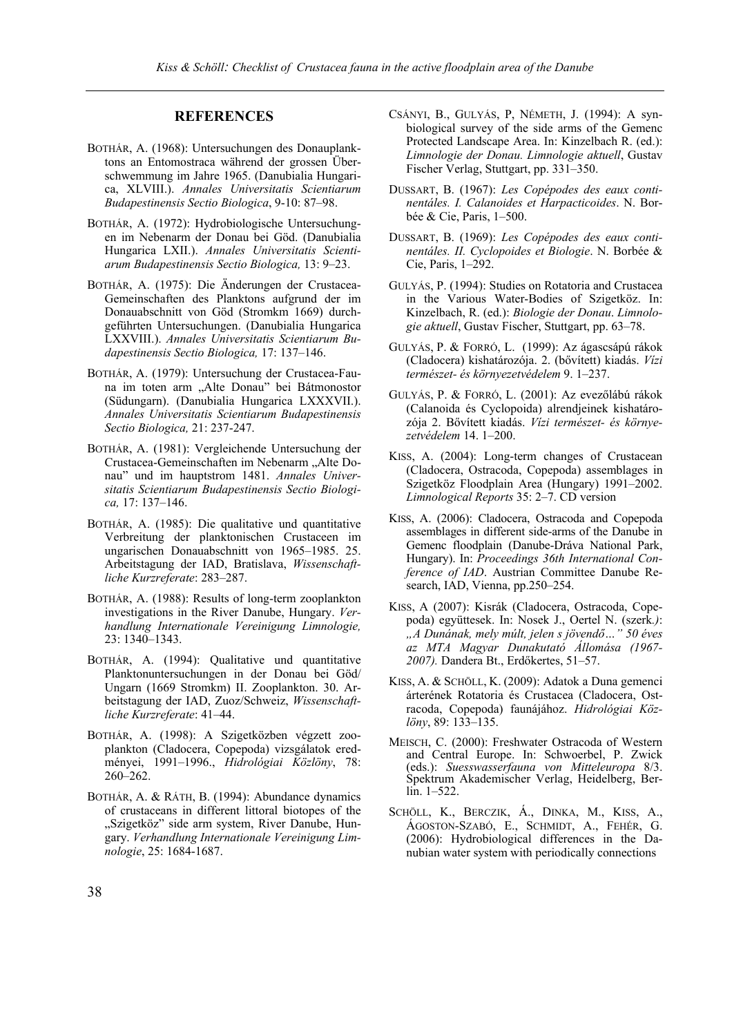## REFERENCES

BOTHÁR, A. (1968): Untersuchungen des Donauplanktons an Entomostraca während der grossen Überschwemmung im Jahre 1965. (Danubialia Hungarica, XLVIII.). *Annales Universitatis Scientiarum Budapestinensis Sectio Biologica*, 9-10: 87–98.

BOTHÁR, A. (1972): Hydrobiologische Untersuchungen im Nebenarm der Donau bei Göd. (Danubialia Hungarica LXII.). *Annales Universitatis Scientiarum Budapestinensis Sectio Biologica,* 13: 9–23.

BOTHÁR, A. (1975): Die Änderungen der Crustacea-Gemeinschaften des Planktons aufgrund der im Donauabschnitt von Göd (Stromkm 1669) durchgeführten Untersuchungen. (Danubialia Hungarica LXXVIII.). *Annales Universitatis Scientiarum Budapestinensis Sectio Biologica,* 17: 137–146.

BOTHÁR, A. (1979): Untersuchung der Crustacea-Fauna im toten arm „Alte Donau" bei Bátmonostor (Südungarn). (Danubialia Hungarica LXXXVII.). *Annales Universitatis Scientiarum Budapestinensis Sectio Biologica,* 21: 237-247.

BOTHÁR, A. (1981): Vergleichende Untersuchung der Crustacea-Gemeinschaften im Nebenarm „Alte Donau" und im hauptstrom 1481. *Annales Universitatis Scientiarum Budapestinensis Sectio Biologica,* 17: 137–146.

BOTHÁR, A. (1985): Die qualitative und quantitative Verbreitung der planktonischen Crustaceen im ungarischen Donauabschnitt von 1965–1985. 25. Arbeitstagung der IAD, Bratislava, *Wissenschaftliche Kurzreferate*: 283–287.

BOTHÁR, A. (1988): Results of long-term zooplankton investigations in the River Danube, Hungary. *Verhandlung Internationale Vereinigung Limnologie,* 23: 1340–1343.

BOTHÁR, A. (1994): Qualitative und quantitative Planktonuntersuchungen in der Donau bei Göd/ Ungarn (1669 Stromkm) II. Zooplankton. 30. Arbeitstagung der IAD, Zuoz/Schweiz, *Wissenschaftliche Kurzreferate*: 41–44.

BOTHÁR, A. (1998): A Szigetközben végzett zooplankton (Cladocera, Copepoda) vizsgálatok eredményei, 1991–1996., *Hidrológiai Közlöny*, 78: 260–262.

BOTHÁR, A. & RÁTH, B. (1994): Abundance dynamics of crustaceans in different littoral biotopes of the „Szigetköz" side arm system, River Danube, Hungary. *Verhandlung Internationale Vereinigung Limnologie*, 25: 1684-1687.

CSÁNYI, B., GULYÁS, P, NÉMETH, J. (1994): A synbiological survey of the side arms of the Gemenc Protected Landscape Area. In: Kinzelbach R. (ed.): *Limnologie der Donau. Limnologie aktuell*, Gustav Fischer Verlag, Stuttgart, pp. 331–350.

DUSSART, B. (1967): *Les Copépodes des eaux continentáles. I. Calanoides et Harpacticoides*. N. Borbée & Cie, Paris, 1–500.

DUSSART, B. (1969): *Les Copépodes des eaux continentáles. II. Cyclopoides et Biologie*. N. Borbée & Cie, Paris, 1–292.

GULYÁS, P. (1994): Studies on Rotatoria and Crustacea in the Various Water-Bodies of Szigetköz. In: Kinzelbach, R. (ed.): *Biologie der Donau. Limnologie aktuell*, Gustav Fischer, Stuttgart, pp. 63–78.

GULYÁS, P. & FORRÓ, L. (1999): Az ágascsápú rákok (Cladocera) kishatározója. 2. (bővített) kiadás. *Vízi természet- és környezetvédelem* 9. 1–237.

GULYÁS, P. & FORRÓ, L. (2001): Az evezőlábú rákok (Calanoida és Cyclopoida) alrendjeinek kishatározója 2. Bővített kiadás. *Vízi természet- és környezetvédelem* 14. 1–200.

KISS, A. (2004): Long-term changes of Crustacean (Cladocera, Ostracoda, Copepoda) assemblages in Szigetköz Floodplain Area (Hungary) 1991–2002. *Limnological Reports* 35: 2–7. CD version

KISS, A. (2006): Cladocera, Ostracoda and Copepoda assemblages in different side-arms of the Danube in Gemenc floodplain (Danube-Dráva National Park, Hungary). In: *Proceedings 36th International Conference of IAD*. Austrian Committee Danube Research, IAD, Vienna, pp.250–254.

KISS, A (2007): Kisrák (Cladocera, Ostracoda, Copepoda) együttesek. In: Nosek J., Oertel N. (szerk*.)*: *„A Dunának, mely múlt, jelen s jövendő…" 50 éves az MTA Magyar Dunakutató Állomása (1967-2007).* Dandera Bt., Erdőkertes, 51–57.

KISS, A. & SCHÖLL, K. (2009): Adatok a Duna gemenci árterének Rotatoria és Crustacea (Cladocera, Ostracoda, Copepoda) faunájához. *Hidrológiai Közlöny*, 89: 133–135.

MEISCH, C. (2000): Freshwater Ostracoda of Western and Central Europe. In: Schwoerbel, P. Zwick (eds.): *Suesswasserfauna von Mitteleuropa* 8/3. Spektrum Akademischer Verlag, Heidelberg, Berlin. 1–522.

SCHÖLL, K., BERCZIK, Á., DINKA, M., KISS, A., ÁGOSTON-SZABÓ, E., SCHMIDT, A., FEHÉR, G. (2006): Hydrobiological differences in the Danubian water system with periodically connections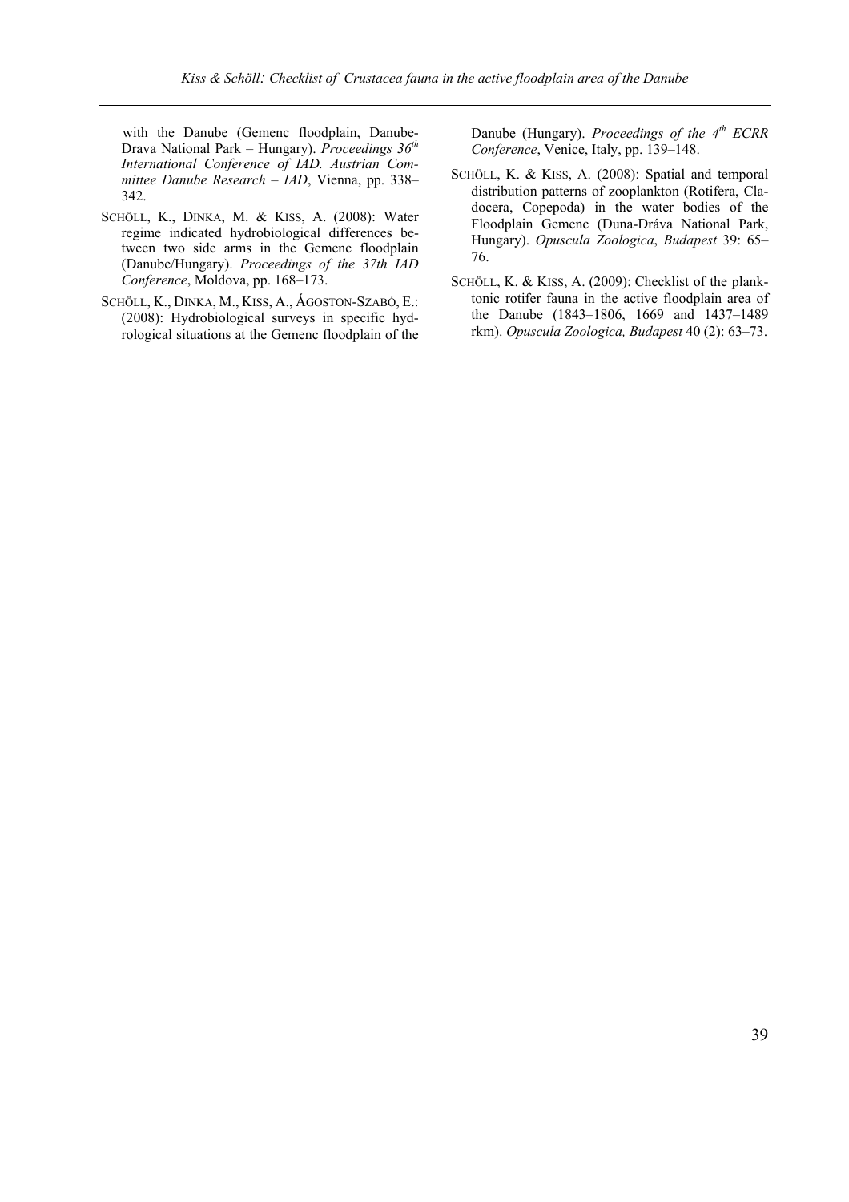with the Danube (Gemenc floodplain, Danube-Drava National Park – Hungary). *Proceedings 36$^{th}$ International Conference of IAD. Austrian Committee Danube Research – IAD*, Vienna, pp. 338–342.

SCHÖLL, K., DINKA, M. & KISS, A. (2008): Water regime indicated hydrobiological differences between two side arms in the Gemenc floodplain (Danube/Hungary). *Proceedings of the 37th IAD Conference*, Moldova, pp. 168–173.

SCHÖLL, K., DINKA, M., KISS, A., ÁGOSTON-SZABÓ, E.: (2008): Hydrobiological surveys in specific hydrological situations at the Gemenc floodplain of the Danube (Hungary). *Proceedings of the 4$^{th}$ ECRR Conference*, Venice, Italy, pp. 139–148.

SCHÖLL, K. & KISS, A. (2008): Spatial and temporal distribution patterns of zooplankton (Rotifera, Cladocera, Copepoda) in the water bodies of the Floodplain Gemenc (Duna-Dráva National Park, Hungary). *Opuscula Zoologica*, *Budapest* 39: 65–76.

SCHÖLL, K. & KISS, A. (2009): Checklist of the planktonic rotifer fauna in the active floodplain area of the Danube (1843–1806, 1669 and 1437–1489 rkm). *Opuscula Zoologica, Budapest* 40 (2): 63–73.